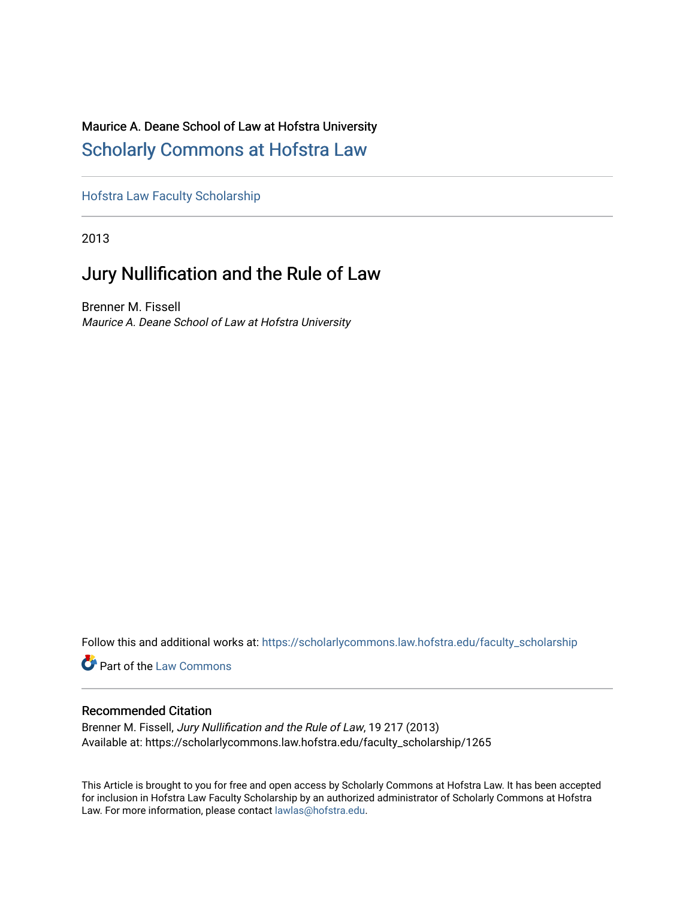Maurice A. Deane School of Law at Hofstra University

# Scholarly Commons at Hofstra Law

Hofstra Law Faculty Scholarship

2013

## Jury Nullification and the Rule of Law

Brenner M. Fissell

*Maurice A. Deane School of Law at Hofstra University*

Follow this and additional works at: https://scholarlycommons.law.hofstra.edu/faculty_scholarship

Part of the Law Commons

### Recommended Citation

Brenner M. Fissell, *Jury Nullification and the Rule of Law*, 19 217 (2013)
Available at: https://scholarlycommons.law.hofstra.edu/faculty_scholarship/1265

This Article is brought to you for free and open access by Scholarly Commons at Hofstra Law. It has been accepted for inclusion in Hofstra Law Faculty Scholarship by an authorized administrator of Scholarly Commons at Hofstra Law. For more information, please contact lawlas@hofstra.edu.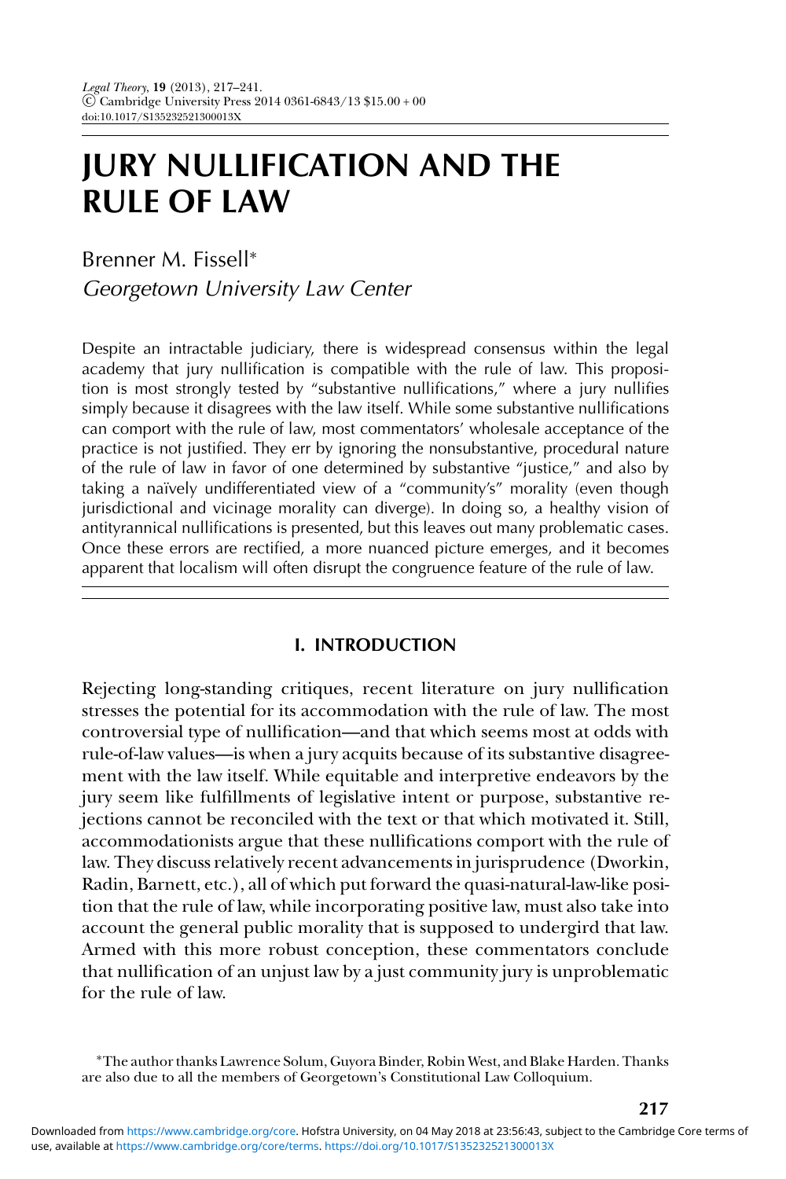# JURY NULLIFICATION AND THE RULE OF LAW

Brenner M. Fissell*
*Georgetown University Law Center*

Despite an intractable judiciary, there is widespread consensus within the legal academy that jury nullification is compatible with the rule of law. This proposition is most strongly tested by "substantive nullifications," where a jury nullifies simply because it disagrees with the law itself. While some substantive nullifications can comport with the rule of law, most commentators' wholesale acceptance of the practice is not justified. They err by ignoring the nonsubstantive, procedural nature of the rule of law in favor of one determined by substantive "justice," and also by taking a naïvely undifferentiated view of a "community's" morality (even though jurisdictional and vicinage morality can diverge). In doing so, a healthy vision of antityrannical nullifications is presented, but this leaves out many problematic cases. Once these errors are rectified, a more nuanced picture emerges, and it becomes apparent that localism will often disrupt the congruence feature of the rule of law.

## I. INTRODUCTION

Rejecting long-standing critiques, recent literature on jury nullification stresses the potential for its accommodation with the rule of law. The most controversial type of nullification—and that which seems most at odds with rule-of-law values—is when a jury acquits because of its substantive disagreement with the law itself. While equitable and interpretive endeavors by the jury seem like fulfillments of legislative intent or purpose, substantive rejections cannot be reconciled with the text or that which motivated it. Still, accommodationists argue that these nullifications comport with the rule of law. They discuss relatively recent advancements in jurisprudence (Dworkin, Radin, Barnett, etc.), all of which put forward the quasi-natural-law-like position that the rule of law, while incorporating positive law, must also take into account the general public morality that is supposed to undergird that law. Armed with this more robust conception, these commentators conclude that nullification of an unjust law by a just community jury is unproblematic for the rule of law.

*The author thanks Lawrence Solum, Guyora Binder, Robin West, and Blake Harden. Thanks are also due to all the members of Georgetown's Constitutional Law Colloquium.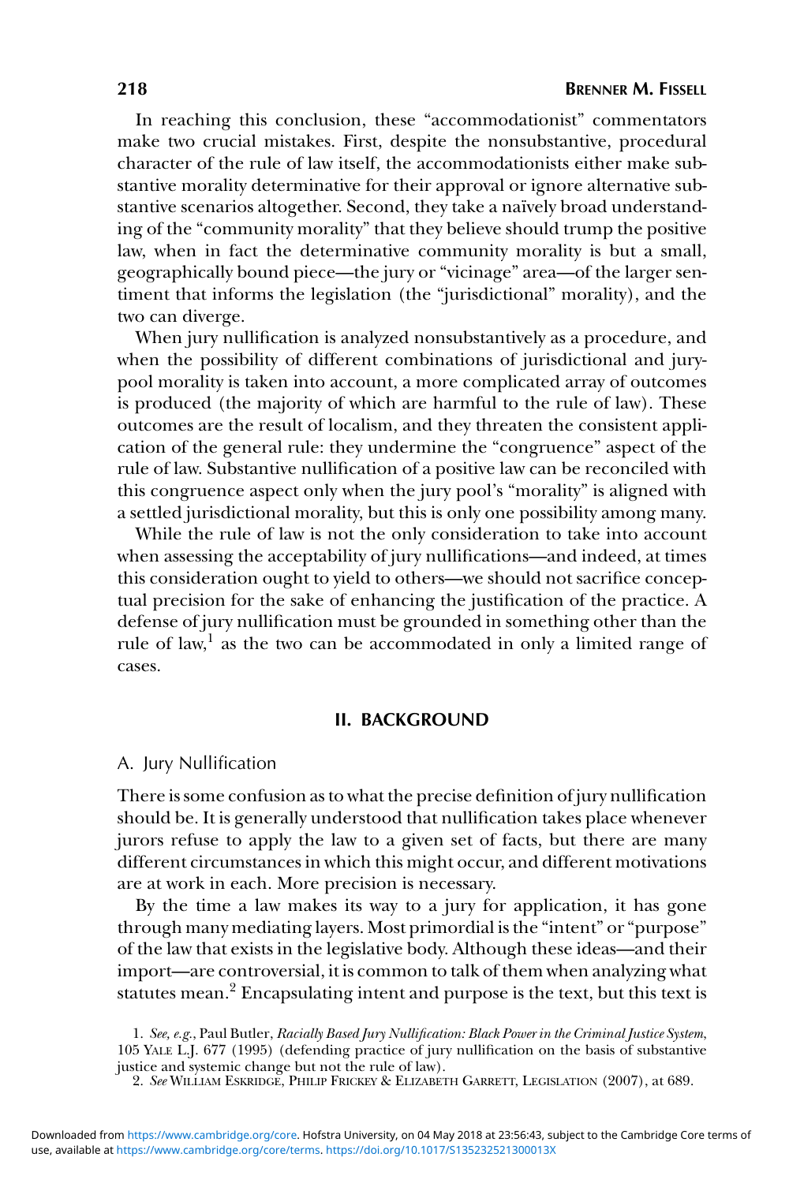In reaching this conclusion, these "accommodationist" commentators make two crucial mistakes. First, despite the nonsubstantive, procedural character of the rule of law itself, the accommodationists either make substantive morality determinative for their approval or ignore alternative substantive scenarios altogether. Second, they take a naïvely broad understanding of the "community morality" that they believe should trump the positive law, when in fact the determinative community morality is but a small, geographically bound piece—the jury or "vicinage" area—of the larger sentiment that informs the legislation (the "jurisdictional" morality), and the two can diverge.

When jury nullification is analyzed nonsubstantively as a procedure, and when the possibility of different combinations of jurisdictional and jury-pool morality is taken into account, a more complicated array of outcomes is produced (the majority of which are harmful to the rule of law). These outcomes are the result of localism, and they threaten the consistent application of the general rule: they undermine the "congruence" aspect of the rule of law. Substantive nullification of a positive law can be reconciled with this congruence aspect only when the jury pool's "morality" is aligned with a settled jurisdictional morality, but this is only one possibility among many.

While the rule of law is not the only consideration to take into account when assessing the acceptability of jury nullifications—and indeed, at times this consideration ought to yield to others—we should not sacrifice conceptual precision for the sake of enhancing the justification of the practice. A defense of jury nullification must be grounded in something other than the rule of law,[1] as the two can be accommodated in only a limited range of cases.

## II. BACKGROUND

### A. Jury Nullification

There is some confusion as to what the precise definition of jury nullification should be. It is generally understood that nullification takes place whenever jurors refuse to apply the law to a given set of facts, but there are many different circumstances in which this might occur, and different motivations are at work in each. More precision is necessary.

By the time a law makes its way to a jury for application, it has gone through many mediating layers. Most primordial is the "intent" or "purpose" of the law that exists in the legislative body. Although these ideas—and their import—are controversial, it is common to talk of them when analyzing what statutes mean.[2] Encapsulating intent and purpose is the text, but this text is

1. *See, e.g.*, Paul Butler, *Racially Based Jury Nullification: Black Power in the Criminal Justice System*, 105 Yale L.J. 677 (1995) (defending practice of jury nullification on the basis of substantive justice and systemic change but not the rule of law).

2. *See* William Eskridge, Philip Frickey & Elizabeth Garrett, Legislation (2007), at 689.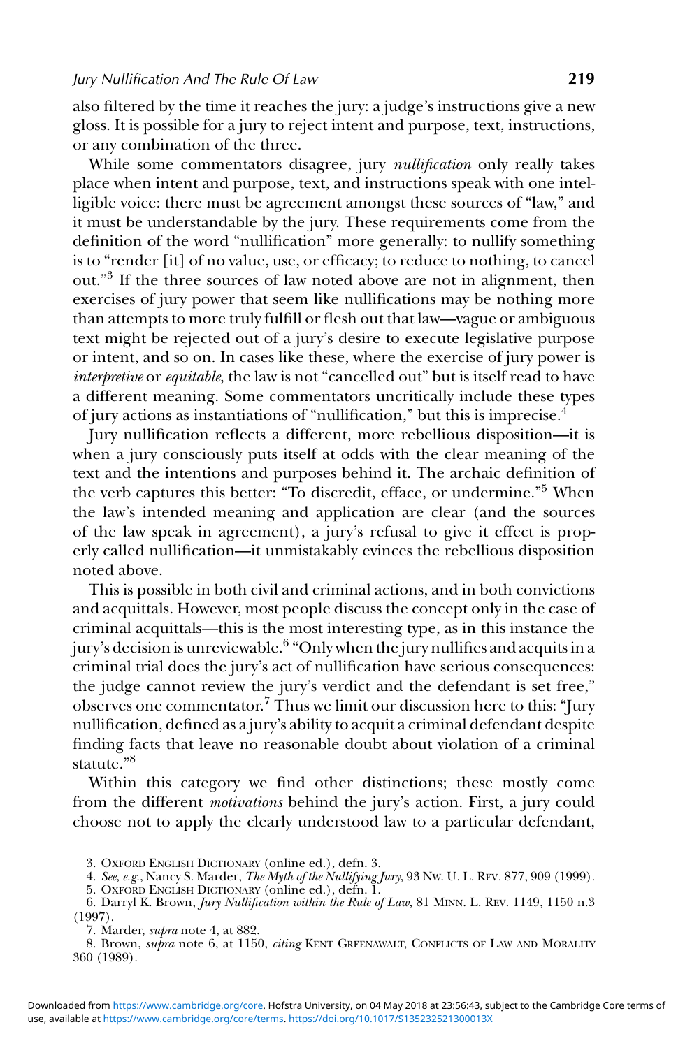also filtered by the time it reaches the jury: a judge's instructions give a new gloss. It is possible for a jury to reject intent and purpose, text, instructions, or any combination of the three.

While some commentators disagree, jury *nullification* only really takes place when intent and purpose, text, and instructions speak with one intelligible voice: there must be agreement amongst these sources of "law," and it must be understandable by the jury. These requirements come from the definition of the word "nullification" more generally: to nullify something is to "render [it] of no value, use, or efficacy; to reduce to nothing, to cancel out."[3] If the three sources of law noted above are not in alignment, then exercises of jury power that seem like nullifications may be nothing more than attempts to more truly fulfill or flesh out that law—vague or ambiguous text might be rejected out of a jury's desire to execute legislative purpose or intent, and so on. In cases like these, where the exercise of jury power is *interpretive* or *equitable*, the law is not "cancelled out" but is itself read to have a different meaning. Some commentators uncritically include these types of jury actions as instantiations of "nullification," but this is imprecise.[4]

Jury nullification reflects a different, more rebellious disposition—it is when a jury consciously puts itself at odds with the clear meaning of the text and the intentions and purposes behind it. The archaic definition of the verb captures this better: "To discredit, efface, or undermine."[5] When the law's intended meaning and application are clear (and the sources of the law speak in agreement), a jury's refusal to give it effect is properly called nullification—it unmistakably evinces the rebellious disposition noted above.

This is possible in both civil and criminal actions, and in both convictions and acquittals. However, most people discuss the concept only in the case of criminal acquittals—this is the most interesting type, as in this instance the jury's decision is unreviewable.[6] "Only when the jury nullifies and acquits in a criminal trial does the jury's act of nullification have serious consequences: the judge cannot review the jury's verdict and the defendant is set free," observes one commentator.[7] Thus we limit our discussion here to this: "Jury nullification, defined as a jury's ability to acquit a criminal defendant despite finding facts that leave no reasonable doubt about violation of a criminal statute."[8]

Within this category we find other distinctions; these mostly come from the different *motivations* behind the jury's action. First, a jury could choose not to apply the clearly understood law to a particular defendant,

3. Oxford English Dictionary (online ed.), defn. 3.

4. *See, e.g.*, Nancy S. Marder, *The Myth of the Nullifying Jury*, 93 Nw. U. L. Rev. 877, 909 (1999).

5. Oxford English Dictionary (online ed.), defn. 1.

6. Darryl K. Brown, *Jury Nullification within the Rule of Law*, 81 Minn. L. Rev. 1149, 1150 n.3 (1997).

7. Marder, *supra* note 4, at 882.

8. Brown, *supra* note 6, at 1150, *citing* Kent Greenawalt, Conflicts of Law and Morality 360 (1989).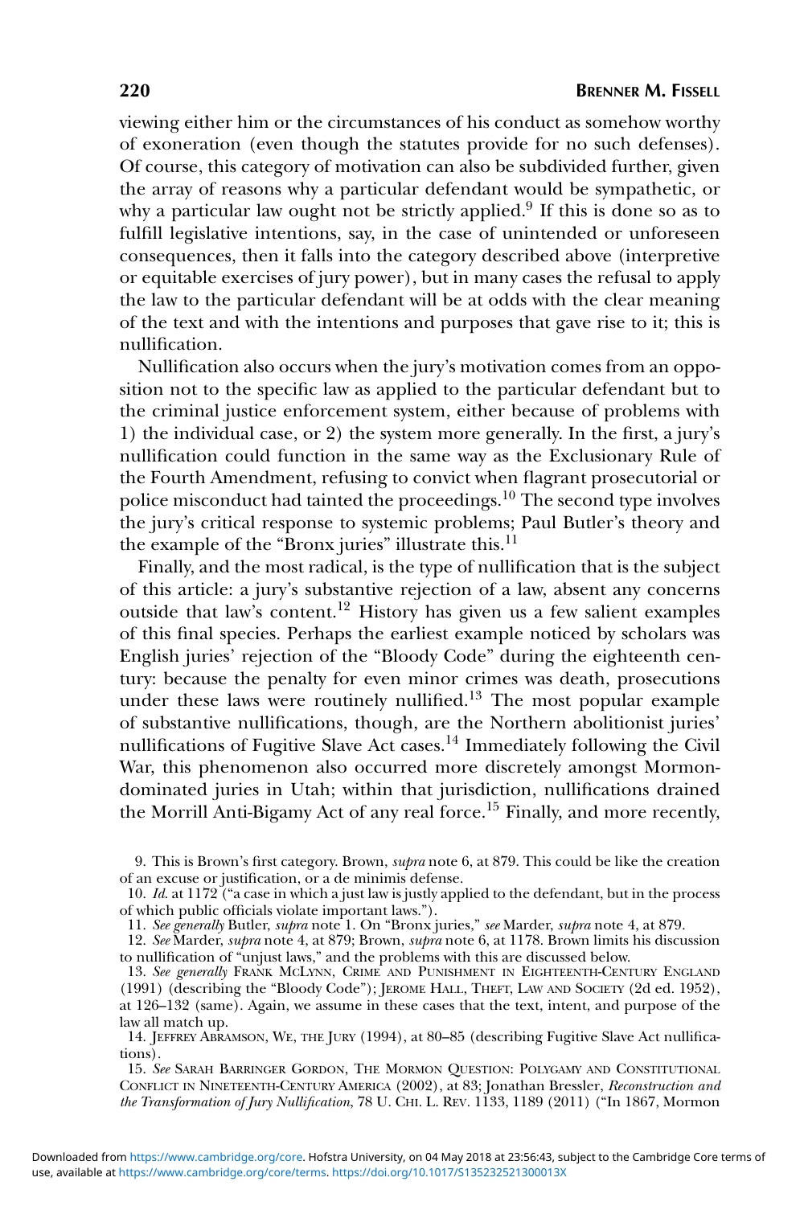viewing either him or the circumstances of his conduct as somehow worthy of exoneration (even though the statutes provide for no such defenses). Of course, this category of motivation can also be subdivided further, given the array of reasons why a particular defendant would be sympathetic, or why a particular law ought not be strictly applied.[9] If this is done so as to fulfill legislative intentions, say, in the case of unintended or unforeseen consequences, then it falls into the category described above (interpretive or equitable exercises of jury power), but in many cases the refusal to apply the law to the particular defendant will be at odds with the clear meaning of the text and with the intentions and purposes that gave rise to it; this is nullification.

Nullification also occurs when the jury's motivation comes from an opposition not to the specific law as applied to the particular defendant but to the criminal justice enforcement system, either because of problems with 1) the individual case, or 2) the system more generally. In the first, a jury's nullification could function in the same way as the Exclusionary Rule of the Fourth Amendment, refusing to convict when flagrant prosecutorial or police misconduct had tainted the proceedings.[10] The second type involves the jury's critical response to systemic problems; Paul Butler's theory and the example of the "Bronx juries" illustrate this.[11]

Finally, and the most radical, is the type of nullification that is the subject of this article: a jury's substantive rejection of a law, absent any concerns outside that law's content.[12] History has given us a few salient examples of this final species. Perhaps the earliest example noticed by scholars was English juries' rejection of the "Bloody Code" during the eighteenth century: because the penalty for even minor crimes was death, prosecutions under these laws were routinely nullified.[13] The most popular example of substantive nullifications, though, are the Northern abolitionist juries' nullifications of Fugitive Slave Act cases.[14] Immediately following the Civil War, this phenomenon also occurred more discretely amongst Mormon-dominated juries in Utah; within that jurisdiction, nullifications drained the Morrill Anti-Bigamy Act of any real force.[15] Finally, and more recently,

9. This is Brown's first category. Brown, *supra* note 6, at 879. This could be like the creation of an excuse or justification, or a de minimis defense.

10. *Id.* at 1172 ("a case in which a just law is justly applied to the defendant, but in the process of which public officials violate important laws.").

11. *See generally* Butler, *supra* note 1. On "Bronx juries," *see* Marder, *supra* note 4, at 879.

12. *See* Marder, *supra* note 4, at 879; Brown, *supra* note 6, at 1178. Brown limits his discussion to nullification of "unjust laws," and the problems with this are discussed below.

13. *See generally* Frank McLynn, Crime and Punishment in Eighteenth-Century England (1991) (describing the "Bloody Code"); Jerome Hall, Theft, Law and Society (2d ed. 1952), at 126–132 (same). Again, we assume in these cases that the text, intent, and purpose of the law all match up.

14. Jeffrey Abramson, We, the Jury (1994), at 80–85 (describing Fugitive Slave Act nullifications).

15. *See* Sarah Barringer Gordon, The Mormon Question: Polygamy and Constitutional Conflict in Nineteenth-Century America (2002), at 83; Jonathan Bressler, *Reconstruction and the Transformation of Jury Nullification*, 78 U. Chi. L. Rev. 1133, 1189 (2011) ("In 1867, Mormon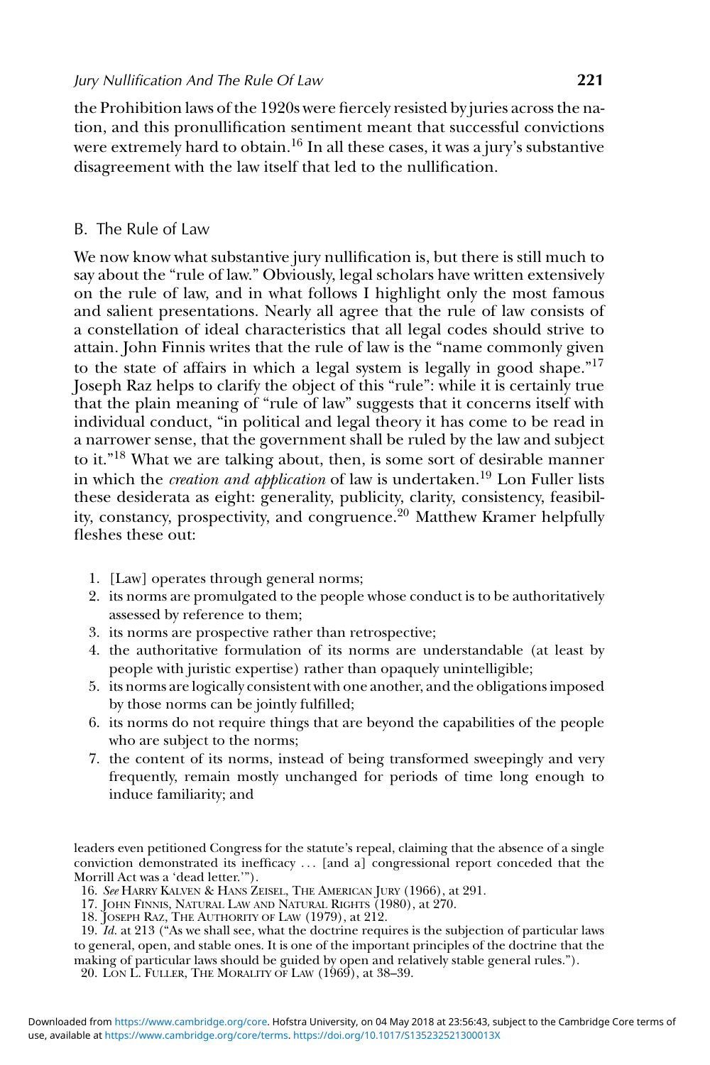the Prohibition laws of the 1920s were fiercely resisted by juries across the nation, and this pronullification sentiment meant that successful convictions were extremely hard to obtain.[16] In all these cases, it was a jury's substantive disagreement with the law itself that led to the nullification.

## B. The Rule of Law

We now know what substantive jury nullification is, but there is still much to say about the "rule of law." Obviously, legal scholars have written extensively on the rule of law, and in what follows I highlight only the most famous and salient presentations. Nearly all agree that the rule of law consists of a constellation of ideal characteristics that all legal codes should strive to attain. John Finnis writes that the rule of law is the "name commonly given to the state of affairs in which a legal system is legally in good shape."[17] Joseph Raz helps to clarify the object of this "rule": while it is certainly true that the plain meaning of "rule of law" suggests that it concerns itself with individual conduct, "in political and legal theory it has come to be read in a narrower sense, that the government shall be ruled by the law and subject to it."[18] What we are talking about, then, is some sort of desirable manner in which the *creation and application* of law is undertaken.[19] Lon Fuller lists these desiderata as eight: generality, publicity, clarity, consistency, feasibility, constancy, prospectivity, and congruence.[20] Matthew Kramer helpfully fleshes these out:

1. [Law] operates through general norms;
2. its norms are promulgated to the people whose conduct is to be authoritatively assessed by reference to them;
3. its norms are prospective rather than retrospective;
4. the authoritative formulation of its norms are understandable (at least by people with juristic expertise) rather than opaquely unintelligible;
5. its norms are logically consistent with one another, and the obligations imposed by those norms can be jointly fulfilled;
6. its norms do not require things that are beyond the capabilities of the people who are subject to the norms;
7. the content of its norms, instead of being transformed sweepingly and very frequently, remain mostly unchanged for periods of time long enough to induce familiarity; and

leaders even petitioned Congress for the statute's repeal, claiming that the absence of a single conviction demonstrated its inefficacy ... [and a] congressional report conceded that the Morrill Act was a 'dead letter.'").

16. *See* Harry Kalven & Hans Zeisel, The American Jury (1966), at 291.

17. John Finnis, Natural Law and Natural Rights (1980), at 270.

18. Joseph Raz, The Authority of Law (1979), at 212.

19. *Id.* at 213 ("As we shall see, what the doctrine requires is the subjection of particular laws to general, open, and stable ones. It is one of the important principles of the doctrine that the making of particular laws should be guided by open and relatively stable general rules.").

20. Lon L. Fuller, The Morality of Law (1969), at 38–39.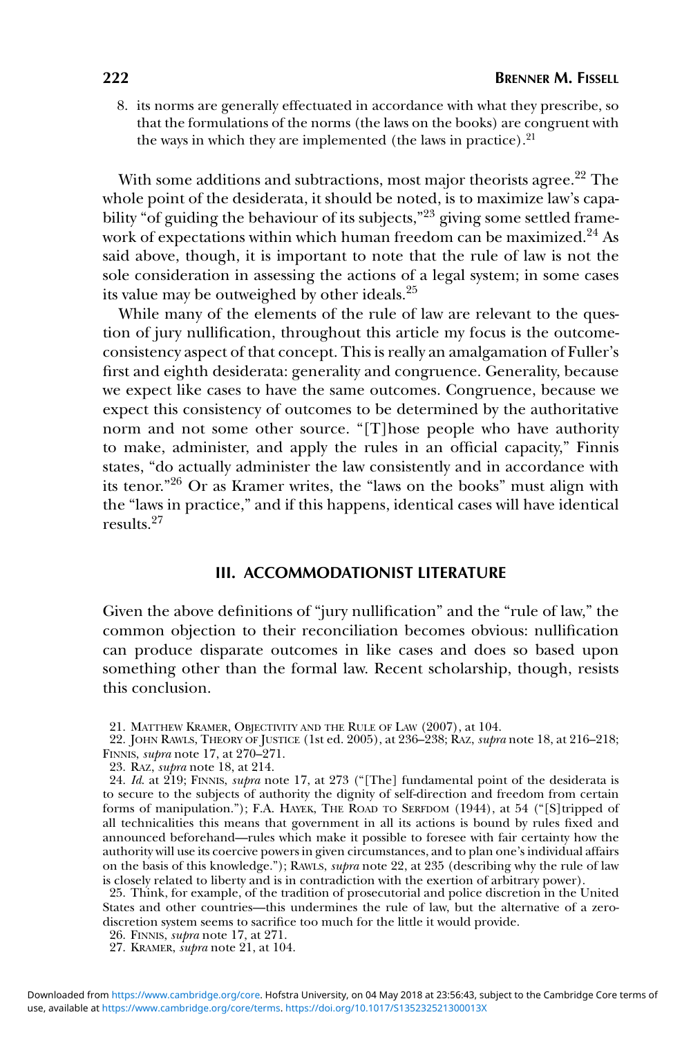8. its norms are generally effectuated in accordance with what they prescribe, so that the formulations of the norms (the laws on the books) are congruent with the ways in which they are implemented (the laws in practice).[21]

With some additions and subtractions, most major theorists agree.[22] The whole point of the desiderata, it should be noted, is to maximize law's capability "of guiding the behaviour of its subjects,"[23] giving some settled framework of expectations within which human freedom can be maximized.[24] As said above, though, it is important to note that the rule of law is not the sole consideration in assessing the actions of a legal system; in some cases its value may be outweighed by other ideals.[25]

While many of the elements of the rule of law are relevant to the question of jury nullification, throughout this article my focus is the outcome-consistency aspect of that concept. This is really an amalgamation of Fuller's first and eighth desiderata: generality and congruence. Generality, because we expect like cases to have the same outcomes. Congruence, because we expect this consistency of outcomes to be determined by the authoritative norm and not some other source. "[T]hose people who have authority to make, administer, and apply the rules in an official capacity," Finnis states, "do actually administer the law consistently and in accordance with its tenor."[26] Or as Kramer writes, the "laws on the books" must align with the "laws in practice," and if this happens, identical cases will have identical results.[27]

## III. ACCOMMODATIONIST LITERATURE

Given the above definitions of "jury nullification" and the "rule of law," the common objection to their reconciliation becomes obvious: nullification can produce disparate outcomes in like cases and does so based upon something other than the formal law. Recent scholarship, though, resists this conclusion.

21. Matthew Kramer, Objectivity and the Rule of Law (2007), at 104.

22. John Rawls, Theory of Justice (1st ed. 2005), at 236–238; Raz, *supra* note 18, at 216–218; Finnis, *supra* note 17, at 270–271.

23. Raz, *supra* note 18, at 214.

24. *Id.* at 219; Finnis, *supra* note 17, at 273 ("[The] fundamental point of the desiderata is to secure to the subjects of authority the dignity of self-direction and freedom from certain forms of manipulation."); F.A. Hayek, The Road to Serfdom (1944), at 54 ("[S]tripped of all technicalities this means that government in all its actions is bound by rules fixed and announced beforehand—rules which make it possible to foresee with fair certainty how the authority will use its coercive powers in given circumstances, and to plan one's individual affairs on the basis of this knowledge."); Rawls, *supra* note 22, at 235 (describing why the rule of law is closely related to liberty and is in contradiction with the exertion of arbitrary power).

25. Think, for example, of the tradition of prosecutorial and police discretion in the United States and other countries—this undermines the rule of law, but the alternative of a zero-discretion system seems to sacrifice too much for the little it would provide.

26. Finnis, *supra* note 17, at 271.

27. Kramer, *supra* note 21, at 104.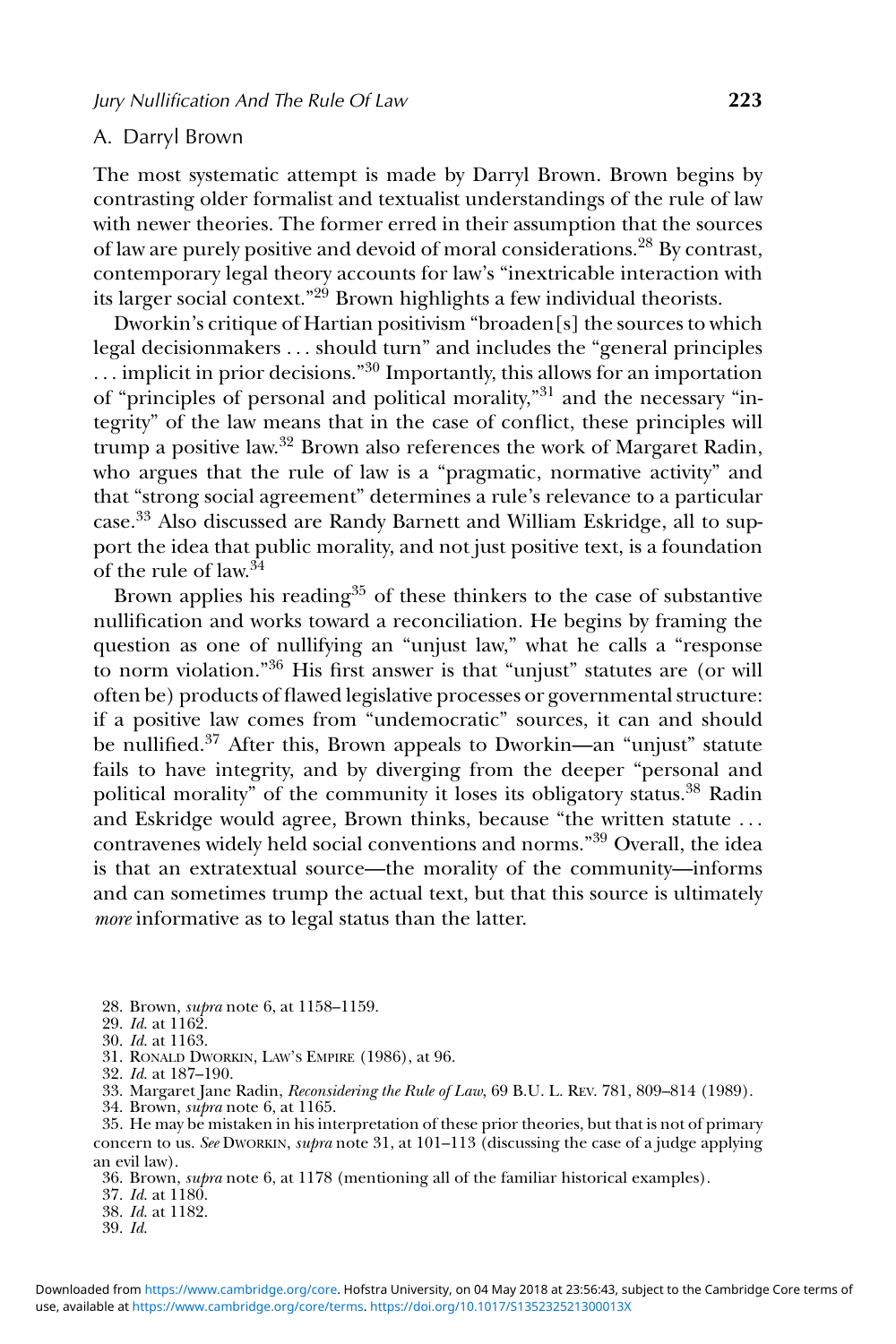### A. Darryl Brown

The most systematic attempt is made by Darryl Brown. Brown begins by contrasting older formalist and textualist understandings of the rule of law with newer theories. The former erred in their assumption that the sources of law are purely positive and devoid of moral considerations.[28] By contrast, contemporary legal theory accounts for law's "inextricable interaction with its larger social context."[29] Brown highlights a few individual theorists.

Dworkin's critique of Hartian positivism "broaden[s] the sources to which legal decisionmakers . . . should turn" and includes the "general principles . . . implicit in prior decisions."[30] Importantly, this allows for an importation of "principles of personal and political morality,"[31] and the necessary "integrity" of the law means that in the case of conflict, these principles will trump a positive law.[32] Brown also references the work of Margaret Radin, who argues that the rule of law is a "pragmatic, normative activity" and that "strong social agreement" determines a rule's relevance to a particular case.[33] Also discussed are Randy Barnett and William Eskridge, all to support the idea that public morality, and not just positive text, is a foundation of the rule of law.[34]

Brown applies his reading[35] of these thinkers to the case of substantive nullification and works toward a reconciliation. He begins by framing the question as one of nullifying an "unjust law," what he calls a "response to norm violation."[36] His first answer is that "unjust" statutes are (or will often be) products of flawed legislative processes or governmental structure: if a positive law comes from "undemocratic" sources, it can and should be nullified.[37] After this, Brown appeals to Dworkin—an "unjust" statute fails to have integrity, and by diverging from the deeper "personal and political morality" of the community it loses its obligatory status.[38] Radin and Eskridge would agree, Brown thinks, because "the written statute . . . contravenes widely held social conventions and norms."[39] Overall, the idea is that an extratextual source—the morality of the community—informs and can sometimes trump the actual text, but that this source is ultimately *more* informative as to legal status than the latter.

28. Brown, *supra* note 6, at 1158–1159.

29. *Id.* at 1162.

30. *Id.* at 1163.

31. Ronald Dworkin, Law's Empire (1986), at 96.

32. *Id.* at 187–190.

33. Margaret Jane Radin, *Reconsidering the Rule of Law*, 69 B.U. L. Rev. 781, 809–814 (1989).

34. Brown, *supra* note 6, at 1165.

35. He may be mistaken in his interpretation of these prior theories, but that is not of primary concern to us. *See* Dworkin, *supra* note 31, at 101–113 (discussing the case of a judge applying an evil law).

36. Brown, *supra* note 6, at 1178 (mentioning all of the familiar historical examples).

37. *Id.* at 1180.

38. *Id.* at 1182.

39. *Id.*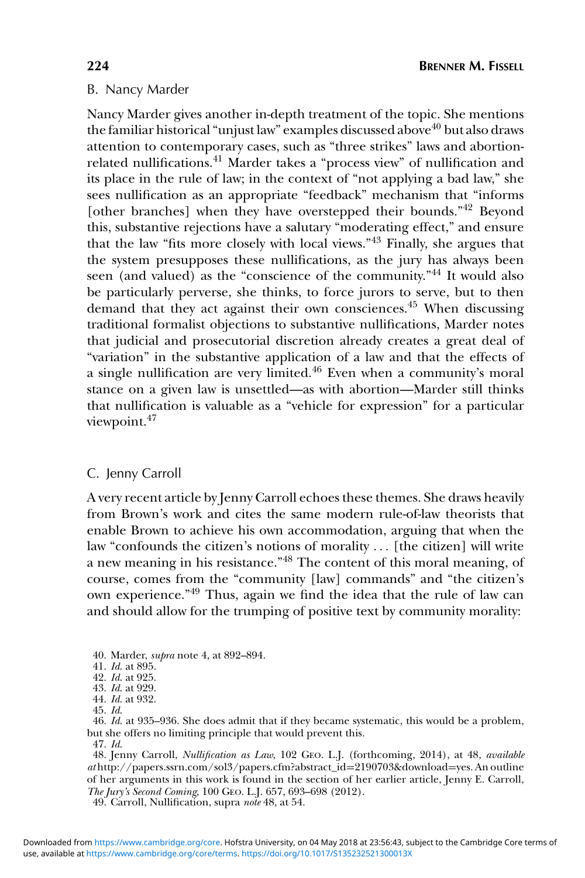## B. Nancy Marder

Nancy Marder gives another in-depth treatment of the topic. She mentions the familiar historical "unjust law" examples discussed above[40] but also draws attention to contemporary cases, such as "three strikes" laws and abortion-related nullifications.[41] Marder takes a "process view" of nullification and its place in the rule of law; in the context of "not applying a bad law," she sees nullification as an appropriate "feedback" mechanism that "informs [other branches] when they have overstepped their bounds."[42] Beyond this, substantive rejections have a salutary "moderating effect," and ensure that the law "fits more closely with local views."[43] Finally, she argues that the system presupposes these nullifications, as the jury has always been seen (and valued) as the "conscience of the community."[44] It would also be particularly perverse, she thinks, to force jurors to serve, but to then demand that they act against their own consciences.[45] When discussing traditional formalist objections to substantive nullifications, Marder notes that judicial and prosecutorial discretion already creates a great deal of "variation" in the substantive application of a law and that the effects of a single nullification are very limited.[46] Even when a community's moral stance on a given law is unsettled—as with abortion—Marder still thinks that nullification is valuable as a "vehicle for expression" for a particular viewpoint.[47]

## C. Jenny Carroll

A very recent article by Jenny Carroll echoes these themes. She draws heavily from Brown's work and cites the same modern rule-of-law theorists that enable Brown to achieve his own accommodation, arguing that when the law "confounds the citizen's notions of morality . . . [the citizen] will write a new meaning in his resistance."[48] The content of this moral meaning, of course, comes from the "community [law] commands" and "the citizen's own experience."[49] Thus, again we find the idea that the rule of law can and should allow for the trumping of positive text by community morality:

40. Marder, *supra* note 4, at 892–894.
41. *Id.* at 895.
42. *Id.* at 925.
43. *Id.* at 929.
44. *Id.* at 932.
45. *Id.*
46. *Id.* at 935–936. She does admit that if they became systematic, this would be a problem, but she offers no limiting principle that would prevent this.
47. *Id.*
48. Jenny Carroll, *Nullification as Law*, 102 Geo. L.J. (forthcoming, 2014), at 48, *available at* http://papers.ssrn.com/sol3/papers.cfm?abstract_id=2190703&download=yes. An outline of her arguments in this work is found in the section of her earlier article, Jenny E. Carroll, *The Jury's Second Coming*, 100 Geo. L.J. 657, 693–698 (2012).
49. Carroll, Nullification, supra *note* 48, at 54.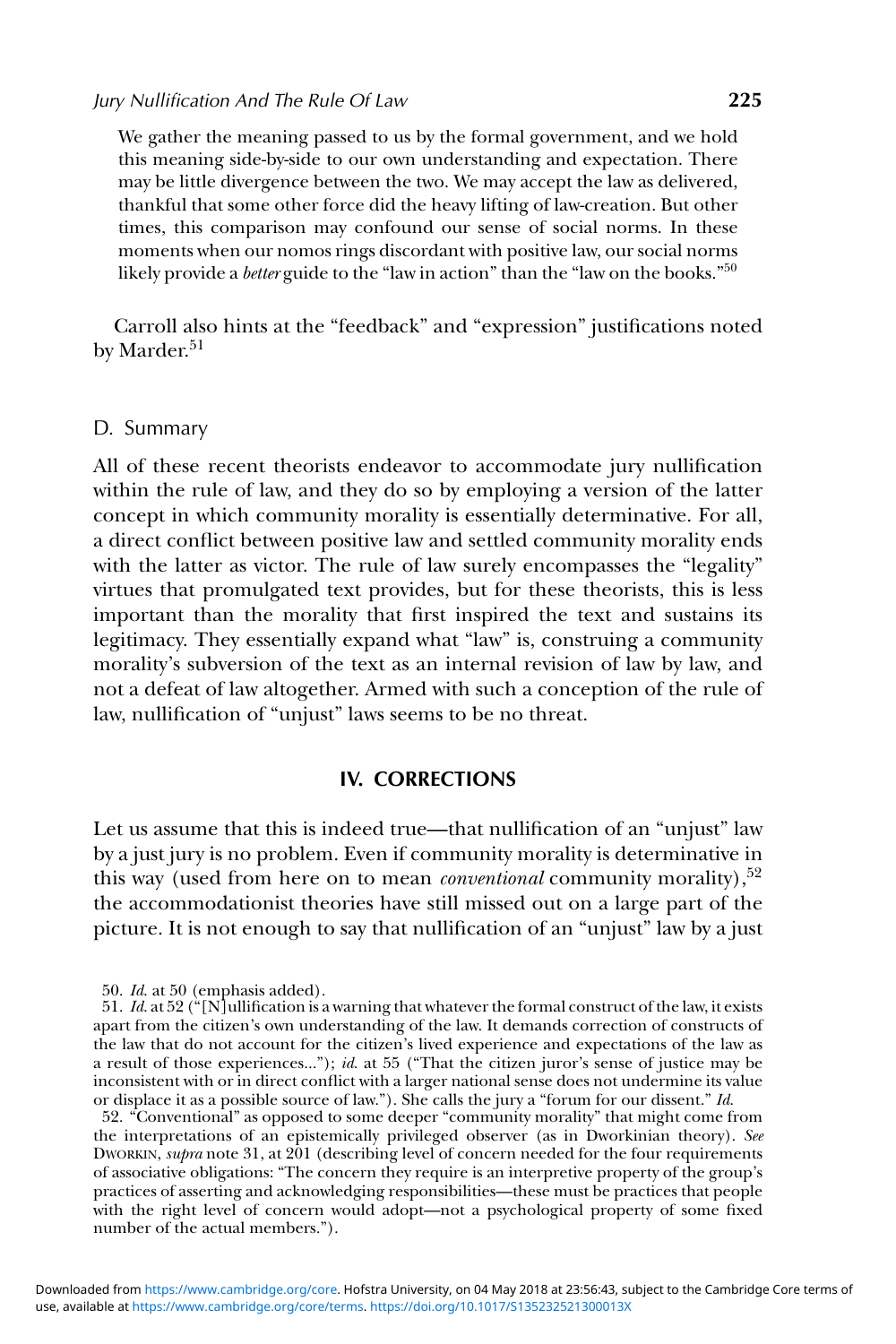We gather the meaning passed to us by the formal government, and we hold this meaning side-by-side to our own understanding and expectation. There may be little divergence between the two. We may accept the law as delivered, thankful that some other force did the heavy lifting of law-creation. But other times, this comparison may confound our sense of social norms. In these moments when our nomos rings discordant with positive law, our social norms likely provide a *better* guide to the "law in action" than the "law on the books."[50]

Carroll also hints at the "feedback" and "expression" justifications noted by Marder.[51]

## D. Summary

All of these recent theorists endeavor to accommodate jury nullification within the rule of law, and they do so by employing a version of the latter concept in which community morality is essentially determinative. For all, a direct conflict between positive law and settled community morality ends with the latter as victor. The rule of law surely encompasses the "legality" virtues that promulgated text provides, but for these theorists, this is less important than the morality that first inspired the text and sustains its legitimacy. They essentially expand what "law" is, construing a community morality's subversion of the text as an internal revision of law by law, and not a defeat of law altogether. Armed with such a conception of the rule of law, nullification of "unjust" laws seems to be no threat.

## IV. CORRECTIONS

Let us assume that this is indeed true—that nullification of an "unjust" law by a just jury is no problem. Even if community morality is determinative in this way (used from here on to mean *conventional* community morality),[52] the accommodationist theories have still missed out on a large part of the picture. It is not enough to say that nullification of an "unjust" law by a just

50. *Id.* at 50 (emphasis added).

51. *Id.* at 52 ("[N]ullification is a warning that whatever the formal construct of the law, it exists apart from the citizen's own understanding of the law. It demands correction of constructs of the law that do not account for the citizen's lived experience and expectations of the law as a result of those experiences..."); *id.* at 55 ("That the citizen juror's sense of justice may be inconsistent with or in direct conflict with a larger national sense does not undermine its value or displace it as a possible source of law."). She calls the jury a "forum for our dissent." *Id.*

52. "Conventional" as opposed to some deeper "community morality" that might come from the interpretations of an epistemically privileged observer (as in Dworkinian theory). *See* DWORKIN, *supra* note 31, at 201 (describing level of concern needed for the four requirements of associative obligations: "The concern they require is an interpretive property of the group's practices of asserting and acknowledging responsibilities—these must be practices that people with the right level of concern would adopt—not a psychological property of some fixed number of the actual members.").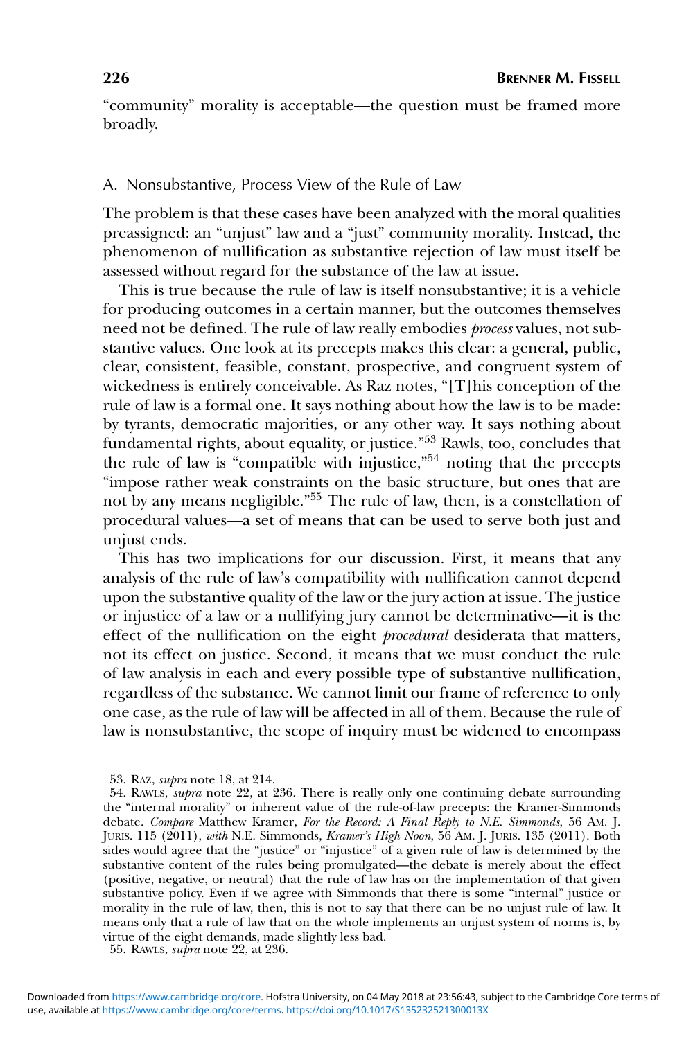"community" morality is acceptable—the question must be framed more broadly.

### A. Nonsubstantive, Process View of the Rule of Law

The problem is that these cases have been analyzed with the moral qualities preassigned: an "unjust" law and a "just" community morality. Instead, the phenomenon of nullification as substantive rejection of law must itself be assessed without regard for the substance of the law at issue.

This is true because the rule of law is itself nonsubstantive; it is a vehicle for producing outcomes in a certain manner, but the outcomes themselves need not be defined. The rule of law really embodies *process* values, not substantive values. One look at its precepts makes this clear: a general, public, clear, consistent, feasible, constant, prospective, and congruent system of wickedness is entirely conceivable. As Raz notes, "[T]his conception of the rule of law is a formal one. It says nothing about how the law is to be made: by tyrants, democratic majorities, or any other way. It says nothing about fundamental rights, about equality, or justice."[53] Rawls, too, concludes that the rule of law is "compatible with injustice,"[54] noting that the precepts "impose rather weak constraints on the basic structure, but ones that are not by any means negligible."[55] The rule of law, then, is a constellation of procedural values—a set of means that can be used to serve both just and unjust ends.

This has two implications for our discussion. First, it means that any analysis of the rule of law's compatibility with nullification cannot depend upon the substantive quality of the law or the jury action at issue. The justice or injustice of a law or a nullifying jury cannot be determinative—it is the effect of the nullification on the eight *procedural* desiderata that matters, not its effect on justice. Second, it means that we must conduct the rule of law analysis in each and every possible type of substantive nullification, regardless of the substance. We cannot limit our frame of reference to only one case, as the rule of law will be affected in all of them. Because the rule of law is nonsubstantive, the scope of inquiry must be widened to encompass

---

53. RAZ, *supra* note 18, at 214.

54. RAWLS, *supra* note 22, at 236. There is really only one continuing debate surrounding the "internal morality" or inherent value of the rule-of-law precepts: the Kramer-Simmonds debate. *Compare* Matthew Kramer, *For the Record: A Final Reply to N.E. Simmonds*, 56 AM. J. JURIS. 115 (2011), *with* N.E. Simmonds, *Kramer's High Noon*, 56 AM. J. JURIS. 135 (2011). Both sides would agree that the "justice" or "injustice" of a given rule of law is determined by the substantive content of the rules being promulgated—the debate is merely about the effect (positive, negative, or neutral) that the rule of law has on the implementation of that given substantive policy. Even if we agree with Simmonds that there is some "internal" justice or morality in the rule of law, then, this is not to say that there can be no unjust rule of law. It means only that a rule of law that on the whole implements an unjust system of norms is, by virtue of the eight demands, made slightly less bad.

55. RAWLS, *supra* note 22, at 236.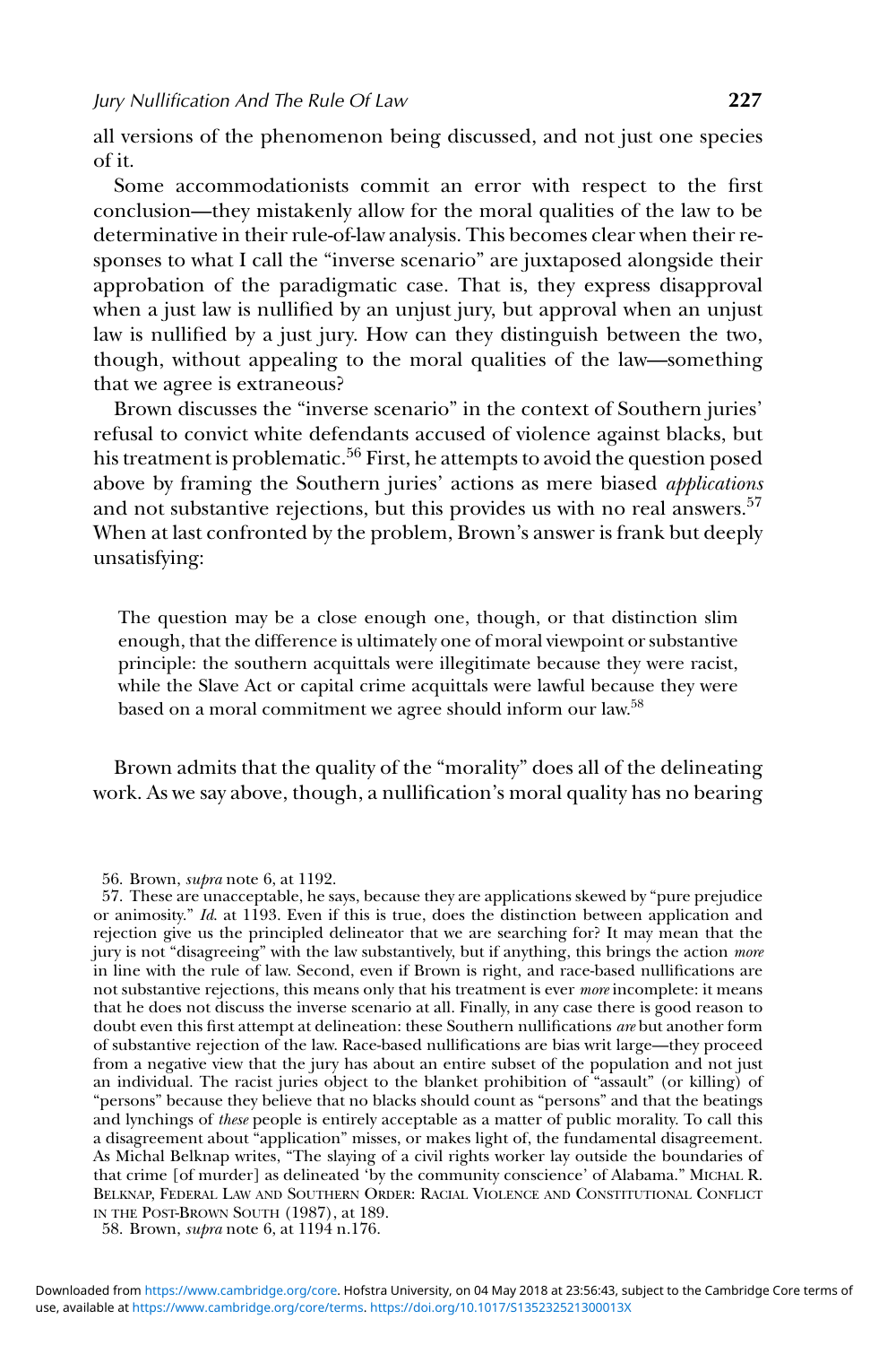all versions of the phenomenon being discussed, and not just one species of it.

Some accommodationists commit an error with respect to the first conclusion—they mistakenly allow for the moral qualities of the law to be determinative in their rule-of-law analysis. This becomes clear when their responses to what I call the "inverse scenario" are juxtaposed alongside their approbation of the paradigmatic case. That is, they express disapproval when a just law is nullified by an unjust jury, but approval when an unjust law is nullified by a just jury. How can they distinguish between the two, though, without appealing to the moral qualities of the law—something that we agree is extraneous?

Brown discusses the "inverse scenario" in the context of Southern juries' refusal to convict white defendants accused of violence against blacks, but his treatment is problematic.[56] First, he attempts to avoid the question posed above by framing the Southern juries' actions as mere biased *applications* and not substantive rejections, but this provides us with no real answers.[57] When at last confronted by the problem, Brown's answer is frank but deeply unsatisfying:

> The question may be a close enough one, though, or that distinction slim enough, that the difference is ultimately one of moral viewpoint or substantive principle: the southern acquittals were illegitimate because they were racist, while the Slave Act or capital crime acquittals were lawful because they were based on a moral commitment we agree should inform our law.[58]

Brown admits that the quality of the "morality" does all of the delineating work. As we say above, though, a nullification's moral quality has no bearing

56. Brown, *supra* note 6, at 1192.

57. These are unacceptable, he says, because they are applications skewed by "pure prejudice or animosity." *Id.* at 1193. Even if this is true, does the distinction between application and rejection give us the principled delineator that we are searching for? It may mean that the jury is not "disagreeing" with the law substantively, but if anything, this brings the action *more* in line with the rule of law. Second, even if Brown is right, and race-based nullifications are not substantive rejections, this means only that his treatment is ever *more* incomplete: it means that he does not discuss the inverse scenario at all. Finally, in any case there is good reason to doubt even this first attempt at delineation: these Southern nullifications *are* but another form of substantive rejection of the law. Race-based nullifications are bias writ large—they proceed from a negative view that the jury has about an entire subset of the population and not just an individual. The racist juries object to the blanket prohibition of "assault" (or killing) of "persons" because they believe that no blacks should count as "persons" and that the beatings and lynchings of *these* people is entirely acceptable as a matter of public morality. To call this a disagreement about "application" misses, or makes light of, the fundamental disagreement. As Michal Belknap writes, "The slaying of a civil rights worker lay outside the boundaries of that crime [of murder] as delineated 'by the community conscience' of Alabama." Michal R. Belknap, Federal Law and Southern Order: Racial Violence and Constitutional Conflict in the Post-Brown South (1987), at 189.

58. Brown, *supra* note 6, at 1194 n.176.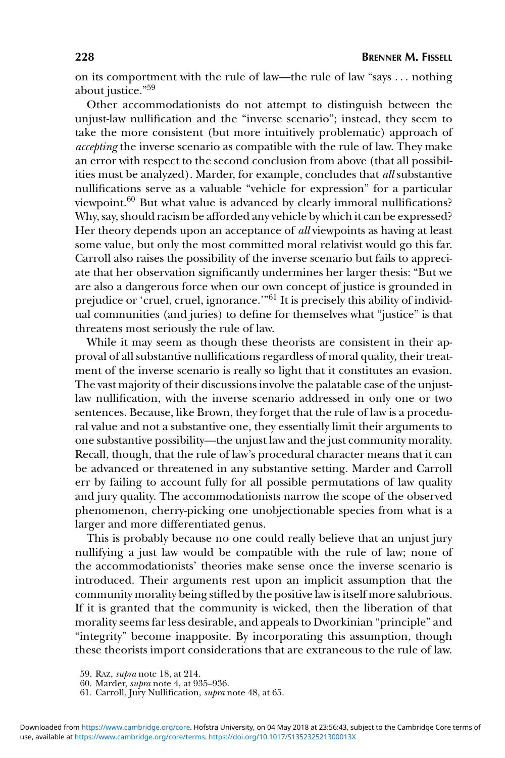on its comportment with the rule of law—the rule of law "says . . . nothing about justice."[59]

Other accommodationists do not attempt to distinguish between the unjust-law nullification and the "inverse scenario"; instead, they seem to take the more consistent (but more intuitively problematic) approach of *accepting* the inverse scenario as compatible with the rule of law. They make an error with respect to the second conclusion from above (that all possibilities must be analyzed). Marder, for example, concludes that *all* substantive nullifications serve as a valuable "vehicle for expression" for a particular viewpoint.[60] But what value is advanced by clearly immoral nullifications? Why, say, should racism be afforded any vehicle by which it can be expressed? Her theory depends upon an acceptance of *all* viewpoints as having at least some value, but only the most committed moral relativist would go this far. Carroll also raises the possibility of the inverse scenario but fails to appreciate that her observation significantly undermines her larger thesis: "But we are also a dangerous force when our own concept of justice is grounded in prejudice or 'cruel, cruel, ignorance.'"[61] It is precisely this ability of individual communities (and juries) to define for themselves what "justice" is that threatens most seriously the rule of law.

While it may seem as though these theorists are consistent in their approval of all substantive nullifications regardless of moral quality, their treatment of the inverse scenario is really so light that it constitutes an evasion. The vast majority of their discussions involve the palatable case of the unjust-law nullification, with the inverse scenario addressed in only one or two sentences. Because, like Brown, they forget that the rule of law is a procedural value and not a substantive one, they essentially limit their arguments to one substantive possibility—the unjust law and the just community morality. Recall, though, that the rule of law's procedural character means that it can be advanced or threatened in any substantive setting. Marder and Carroll err by failing to account fully for all possible permutations of law quality and jury quality. The accommodationists narrow the scope of the observed phenomenon, cherry-picking one unobjectionable species from what is a larger and more differentiated genus.

This is probably because no one could really believe that an unjust jury nullifying a just law would be compatible with the rule of law; none of the accommodationists' theories make sense once the inverse scenario is introduced. Their arguments rest upon an implicit assumption that the community morality being stifled by the positive law is itself more salubrious. If it is granted that the community is wicked, then the liberation of that morality seems far less desirable, and appeals to Dworkinian "principle" and "integrity" become inapposite. By incorporating this assumption, though these theorists import considerations that are extraneous to the rule of law.

59. Raz, *supra* note 18, at 214.
60. Marder, *supra* note 4, at 935–936.
61. Carroll, Jury Nullification, *supra* note 48, at 65.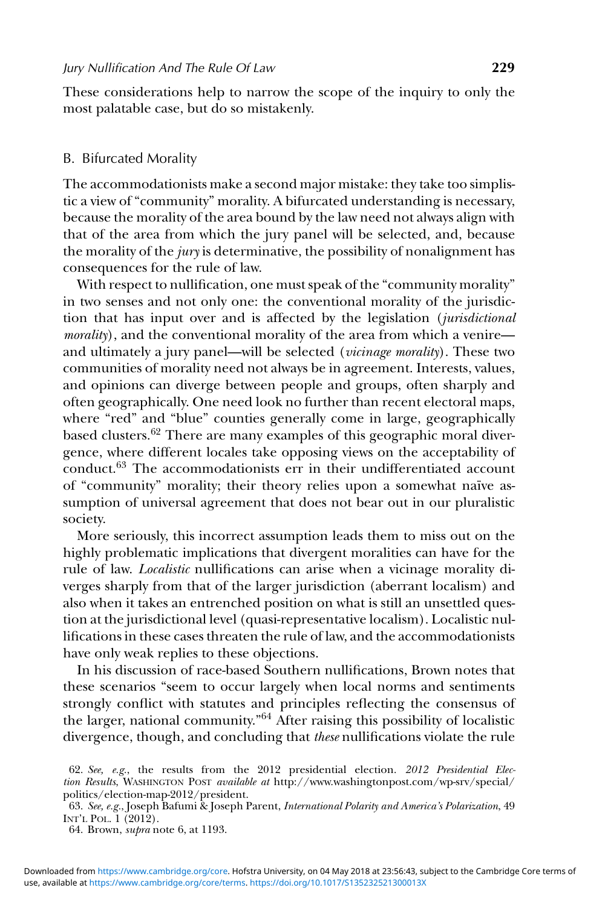These considerations help to narrow the scope of the inquiry to only the most palatable case, but do so mistakenly.

## B. Bifurcated Morality

The accommodationists make a second major mistake: they take too simplistic a view of "community" morality. A bifurcated understanding is necessary, because the morality of the area bound by the law need not always align with that of the area from which the jury panel will be selected, and, because the morality of the *jury* is determinative, the possibility of nonalignment has consequences for the rule of law.

With respect to nullification, one must speak of the "community morality" in two senses and not only one: the conventional morality of the jurisdiction that has input over and is affected by the legislation (*jurisdictional morality*), and the conventional morality of the area from which a venire—and ultimately a jury panel—will be selected (*vicinage morality*). These two communities of morality need not always be in agreement. Interests, values, and opinions can diverge between people and groups, often sharply and often geographically. One need look no further than recent electoral maps, where "red" and "blue" counties generally come in large, geographically based clusters.[62] There are many examples of this geographic moral divergence, where different locales take opposing views on the acceptability of conduct.[63] The accommodationists err in their undifferentiated account of "community" morality; their theory relies upon a somewhat naïve assumption of universal agreement that does not bear out in our pluralistic society.

More seriously, this incorrect assumption leads them to miss out on the highly problematic implications that divergent moralities can have for the rule of law. *Localistic* nullifications can arise when a vicinage morality diverges sharply from that of the larger jurisdiction (aberrant localism) and also when it takes an entrenched position on what is still an unsettled question at the jurisdictional level (quasi-representative localism). Localistic nullifications in these cases threaten the rule of law, and the accommodationists have only weak replies to these objections.

In his discussion of race-based Southern nullifications, Brown notes that these scenarios "seem to occur largely when local norms and sentiments strongly conflict with statutes and principles reflecting the consensus of the larger, national community."[64] After raising this possibility of localistic divergence, though, and concluding that *these* nullifications violate the rule

62. *See, e.g.*, the results from the 2012 presidential election. *2012 Presidential Election Results*, WASHINGTON POST *available at* http://www.washingtonpost.com/wp-srv/special/politics/election-map-2012/president.

63. *See, e.g.*, Joseph Bafumi & Joseph Parent, *International Polarity and America's Polarization*, 49 INT'L POL. 1 (2012).

64. Brown, *supra* note 6, at 1193.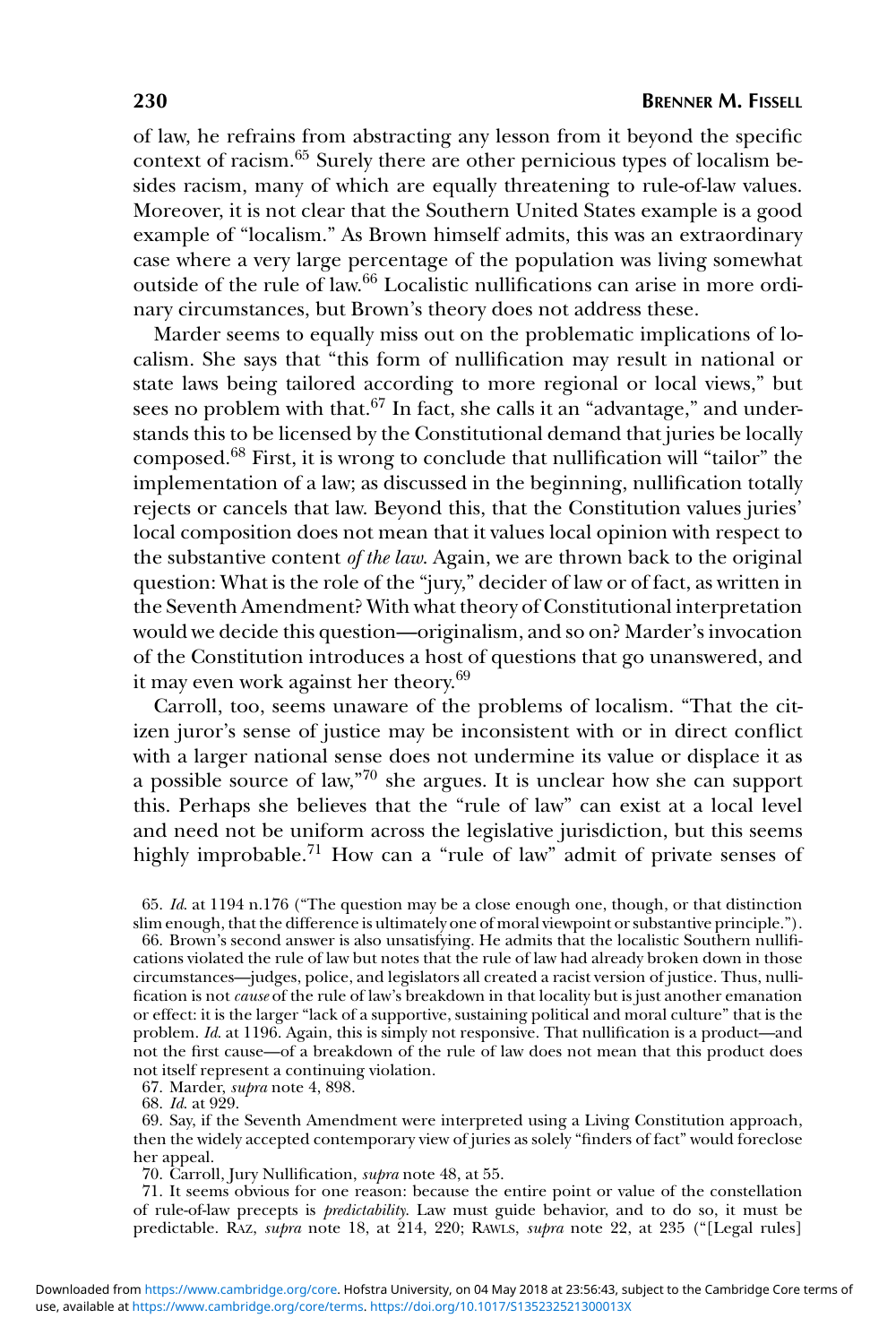of law, he refrains from abstracting any lesson from it beyond the specific context of racism.[65] Surely there are other pernicious types of localism besides racism, many of which are equally threatening to rule-of-law values. Moreover, it is not clear that the Southern United States example is a good example of "localism." As Brown himself admits, this was an extraordinary case where a very large percentage of the population was living somewhat outside of the rule of law.[66] Localistic nullifications can arise in more ordinary circumstances, but Brown's theory does not address these.

Marder seems to equally miss out on the problematic implications of localism. She says that "this form of nullification may result in national or state laws being tailored according to more regional or local views," but sees no problem with that.[67] In fact, she calls it an "advantage," and understands this to be licensed by the Constitutional demand that juries be locally composed.[68] First, it is wrong to conclude that nullification will "tailor" the implementation of a law; as discussed in the beginning, nullification totally rejects or cancels that law. Beyond this, that the Constitution values juries' local composition does not mean that it values local opinion with respect to the substantive content *of the law*. Again, we are thrown back to the original question: What is the role of the "jury," decider of law or of fact, as written in the Seventh Amendment? With what theory of Constitutional interpretation would we decide this question—originalism, and so on? Marder's invocation of the Constitution introduces a host of questions that go unanswered, and it may even work against her theory.[69]

Carroll, too, seems unaware of the problems of localism. "That the citizen juror's sense of justice may be inconsistent with or in direct conflict with a larger national sense does not undermine its value or displace it as a possible source of law,"[70] she argues. It is unclear how she can support this. Perhaps she believes that the "rule of law" can exist at a local level and need not be uniform across the legislative jurisdiction, but this seems highly improbable.[71] How can a "rule of law" admit of private senses of

65. *Id.* at 1194 n.176 ("The question may be a close enough one, though, or that distinction slim enough, that the difference is ultimately one of moral viewpoint or substantive principle.").

66. Brown's second answer is also unsatisfying. He admits that the localistic Southern nullifications violated the rule of law but notes that the rule of law had already broken down in those circumstances—judges, police, and legislators all created a racist version of justice. Thus, nullification is not *cause* of the rule of law's breakdown in that locality but is just another emanation or effect: it is the larger "lack of a supportive, sustaining political and moral culture" that is the problem. *Id.* at 1196. Again, this is simply not responsive. That nullification is a product—and not the first cause—of a breakdown of the rule of law does not mean that this product does not itself represent a continuing violation.

67. Marder, *supra* note 4, 898.

68. *Id.* at 929.

69. Say, if the Seventh Amendment were interpreted using a Living Constitution approach, then the widely accepted contemporary view of juries as solely "finders of fact" would foreclose her appeal.

70. Carroll, Jury Nullification, *supra* note 48, at 55.

71. It seems obvious for one reason: because the entire point or value of the constellation of rule-of-law precepts is *predictability*. Law must guide behavior, and to do so, it must be predictable. RAZ, *supra* note 18, at 214, 220; RAWLS, *supra* note 22, at 235 ("[Legal rules]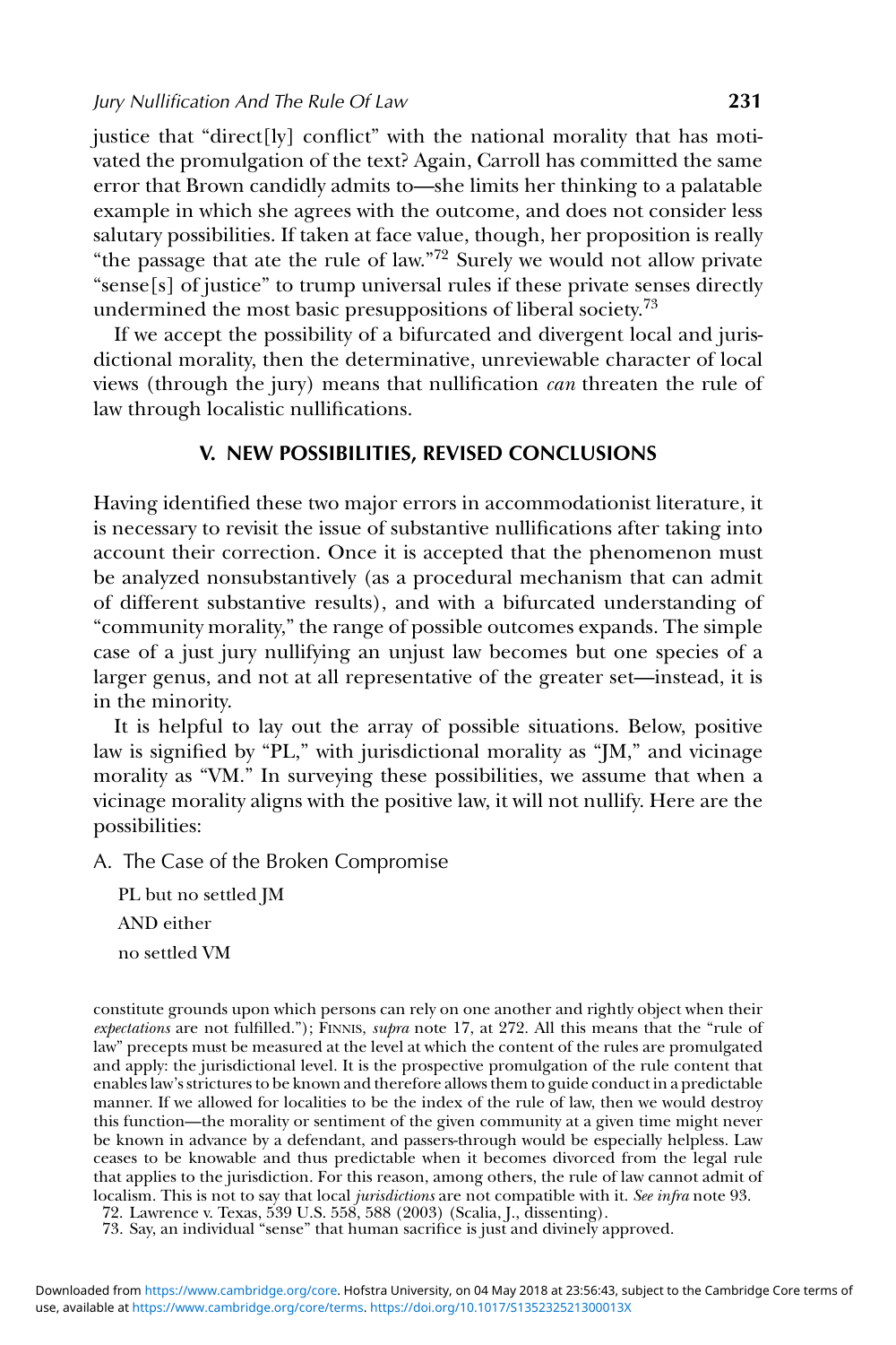justice that "direct[ly] conflict" with the national morality that has motivated the promulgation of the text? Again, Carroll has committed the same error that Brown candidly admits to—she limits her thinking to a palatable example in which she agrees with the outcome, and does not consider less salutary possibilities. If taken at face value, though, her proposition is really "the passage that ate the rule of law."[72] Surely we would not allow private "sense[s] of justice" to trump universal rules if these private senses directly undermined the most basic presuppositions of liberal society.[73]

If we accept the possibility of a bifurcated and divergent local and jurisdictional morality, then the determinative, unreviewable character of local views (through the jury) means that nullification *can* threaten the rule of law through localistic nullifications.

## V. NEW POSSIBILITIES, REVISED CONCLUSIONS

Having identified these two major errors in accommodationist literature, it is necessary to revisit the issue of substantive nullifications after taking into account their correction. Once it is accepted that the phenomenon must be analyzed nonsubstantively (as a procedural mechanism that can admit of different substantive results), and with a bifurcated understanding of "community morality," the range of possible outcomes expands. The simple case of a just jury nullifying an unjust law becomes but one species of a larger genus, and not at all representative of the greater set—instead, it is in the minority.

It is helpful to lay out the array of possible situations. Below, positive law is signified by "PL," with jurisdictional morality as "JM," and vicinage morality as "VM." In surveying these possibilities, we assume that when a vicinage morality aligns with the positive law, it will not nullify. Here are the possibilities:

### A. The Case of the Broken Compromise

PL but no settled JM

AND either

no settled VM

constitute grounds upon which persons can rely on one another and rightly object when their *expectations* are not fulfilled."); FINNIS, *supra* note 17, at 272. All this means that the "rule of law" precepts must be measured at the level at which the content of the rules are promulgated and apply: the jurisdictional level. It is the prospective promulgation of the rule content that enables law's strictures to be known and therefore allows them to guide conduct in a predictable manner. If we allowed for localities to be the index of the rule of law, then we would destroy this function—the morality or sentiment of the given community at a given time might never be known in advance by a defendant, and passers-through would be especially helpless. Law ceases to be knowable and thus predictable when it becomes divorced from the legal rule that applies to the jurisdiction. For this reason, among others, the rule of law cannot admit of localism. This is not to say that local *jurisdictions* are not compatible with it. *See infra* note 93.

72. Lawrence v. Texas, 539 U.S. 558, 588 (2003) (Scalia, J., dissenting).

73. Say, an individual "sense" that human sacrifice is just and divinely approved.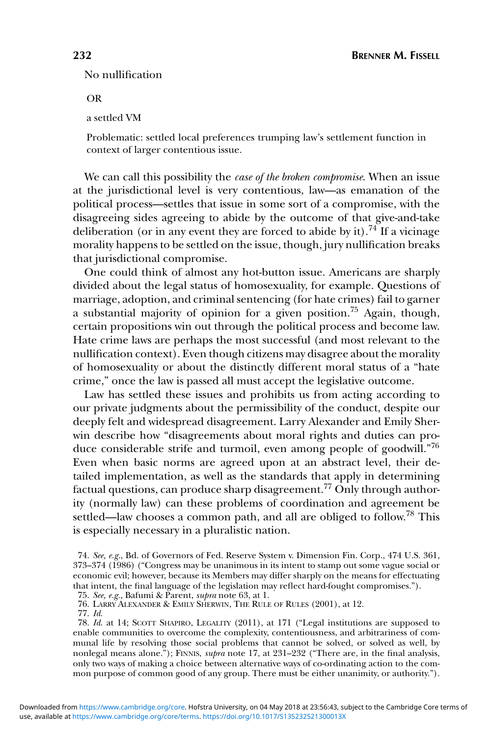No nullification

OR

a settled VM

Problematic: settled local preferences trumping law's settlement function in context of larger contentious issue.

We can call this possibility the *case of the broken compromise*. When an issue at the jurisdictional level is very contentious, law—as emanation of the political process—settles that issue in some sort of a compromise, with the disagreeing sides agreeing to abide by the outcome of that give-and-take deliberation (or in any event they are forced to abide by it).[74] If a vicinage morality happens to be settled on the issue, though, jury nullification breaks that jurisdictional compromise.

One could think of almost any hot-button issue. Americans are sharply divided about the legal status of homosexuality, for example. Questions of marriage, adoption, and criminal sentencing (for hate crimes) fail to garner a substantial majority of opinion for a given position.[75] Again, though, certain propositions win out through the political process and become law. Hate crime laws are perhaps the most successful (and most relevant to the nullification context). Even though citizens may disagree about the morality of homosexuality or about the distinctly different moral status of a "hate crime," once the law is passed all must accept the legislative outcome.

Law has settled these issues and prohibits us from acting according to our private judgments about the permissibility of the conduct, despite our deeply felt and widespread disagreement. Larry Alexander and Emily Sherwin describe how "disagreements about moral rights and duties can produce considerable strife and turmoil, even among people of goodwill."[76] Even when basic norms are agreed upon at an abstract level, their detailed implementation, as well as the standards that apply in determining factual questions, can produce sharp disagreement.[77] Only through authority (normally law) can these problems of coordination and agreement be settled—law chooses a common path, and all are obliged to follow.[78] This is especially necessary in a pluralistic nation.

74. *See, e.g.*, Bd. of Governors of Fed. Reserve System v. Dimension Fin. Corp., 474 U.S. 361, 373–374 (1986) ("Congress may be unanimous in its intent to stamp out some vague social or economic evil; however, because its Members may differ sharply on the means for effectuating that intent, the final language of the legislation may reflect hard-fought compromises.").

75. *See, e.g.*, Bafumi & Parent, *supra* note 63, at 1.

76. Larry Alexander & Emily Sherwin, The Rule of Rules (2001), at 12.

77. *Id.*

78. *Id.* at 14; Scott Shapiro, Legality (2011), at 171 ("Legal institutions are supposed to enable communities to overcome the complexity, contentiousness, and arbitrariness of communal life by resolving those social problems that cannot be solved, or solved as well, by nonlegal means alone."); Finnis, *supra* note 17, at 231–232 ("There are, in the final analysis, only two ways of making a choice between alternative ways of co-ordinating action to the common purpose of common good of any group. There must be either unanimity, or authority.").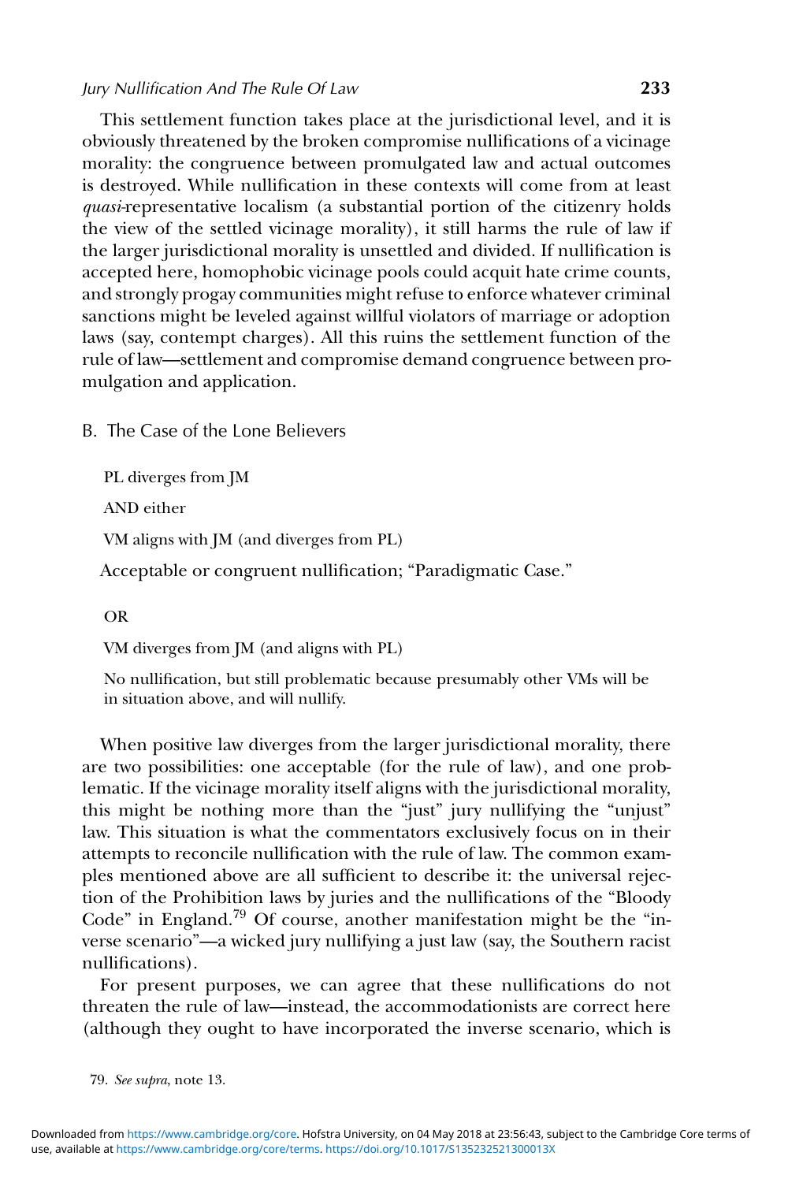This settlement function takes place at the jurisdictional level, and it is obviously threatened by the broken compromise nullifications of a vicinage morality: the congruence between promulgated law and actual outcomes is destroyed. While nullification in these contexts will come from at least *quasi*-representative localism (a substantial portion of the citizenry holds the view of the settled vicinage morality), it still harms the rule of law if the larger jurisdictional morality is unsettled and divided. If nullification is accepted here, homophobic vicinage pools could acquit hate crime counts, and strongly progay communities might refuse to enforce whatever criminal sanctions might be leveled against willful violators of marriage or adoption laws (say, contempt charges). All this ruins the settlement function of the rule of law—settlement and compromise demand congruence between promulgation and application.

## B. The Case of the Lone Believers

PL diverges from JM

AND either

VM aligns with JM (and diverges from PL)

Acceptable or congruent nullification; "Paradigmatic Case."

OR

VM diverges from JM (and aligns with PL)

No nullification, but still problematic because presumably other VMs will be in situation above, and will nullify.

When positive law diverges from the larger jurisdictional morality, there are two possibilities: one acceptable (for the rule of law), and one problematic. If the vicinage morality itself aligns with the jurisdictional morality, this might be nothing more than the "just" jury nullifying the "unjust" law. This situation is what the commentators exclusively focus on in their attempts to reconcile nullification with the rule of law. The common examples mentioned above are all sufficient to describe it: the universal rejection of the Prohibition laws by juries and the nullifications of the "Bloody Code" in England.[79] Of course, another manifestation might be the "inverse scenario"—a wicked jury nullifying a just law (say, the Southern racist nullifications).

For present purposes, we can agree that these nullifications do not threaten the rule of law—instead, the accommodationists are correct here (although they ought to have incorporated the inverse scenario, which is

79. *See supra*, note 13.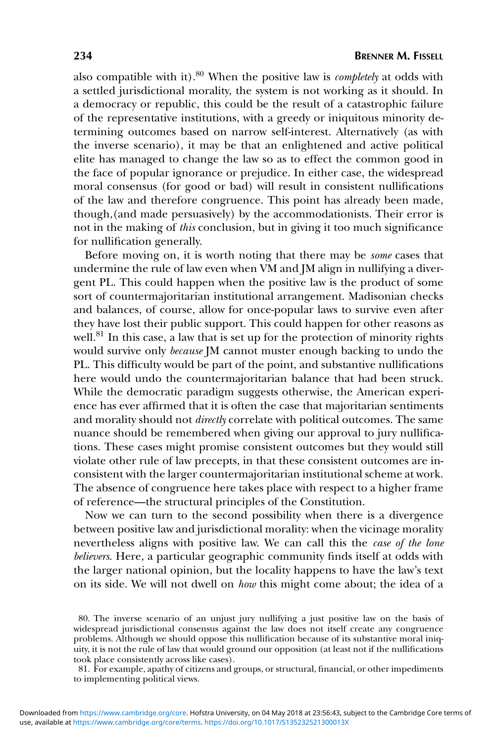also compatible with it).[80] When the positive law is *completely* at odds with a settled jurisdictional morality, the system is not working as it should. In a democracy or republic, this could be the result of a catastrophic failure of the representative institutions, with a greedy or iniquitous minority determining outcomes based on narrow self-interest. Alternatively (as with the inverse scenario), it may be that an enlightened and active political elite has managed to change the law so as to effect the common good in the face of popular ignorance or prejudice. In either case, the widespread moral consensus (for good or bad) will result in consistent nullifications of the law and therefore congruence. This point has already been made, though,(and made persuasively) by the accommodationists. Their error is not in the making of *this* conclusion, but in giving it too much significance for nullification generally.

Before moving on, it is worth noting that there may be *some* cases that undermine the rule of law even when VM and JM align in nullifying a divergent PL. This could happen when the positive law is the product of some sort of countermajoritarian institutional arrangement. Madisonian checks and balances, of course, allow for once-popular laws to survive even after they have lost their public support. This could happen for other reasons as well.[81] In this case, a law that is set up for the protection of minority rights would survive only *because* JM cannot muster enough backing to undo the PL. This difficulty would be part of the point, and substantive nullifications here would undo the countermajoritarian balance that had been struck. While the democratic paradigm suggests otherwise, the American experience has ever affirmed that it is often the case that majoritarian sentiments and morality should not *directly* correlate with political outcomes. The same nuance should be remembered when giving our approval to jury nullifications. These cases might promise consistent outcomes but they would still violate other rule of law precepts, in that these consistent outcomes are inconsistent with the larger countermajoritarian institutional scheme at work. The absence of congruence here takes place with respect to a higher frame of reference—the structural principles of the Constitution.

Now we can turn to the second possibility when there is a divergence between positive law and jurisdictional morality: when the vicinage morality nevertheless aligns with positive law. We can call this the *case of the lone believers*. Here, a particular geographic community finds itself at odds with the larger national opinion, but the locality happens to have the law's text on its side. We will not dwell on *how* this might come about; the idea of a

80. The inverse scenario of an unjust jury nullifying a just positive law on the basis of widespread jurisdictional consensus against the law does not itself create any congruence problems. Although we should oppose this nullification because of its substantive moral iniquity, it is not the rule of law that would ground our opposition (at least not if the nullifications took place consistently across like cases).

81. For example, apathy of citizens and groups, or structural, financial, or other impediments to implementing political views.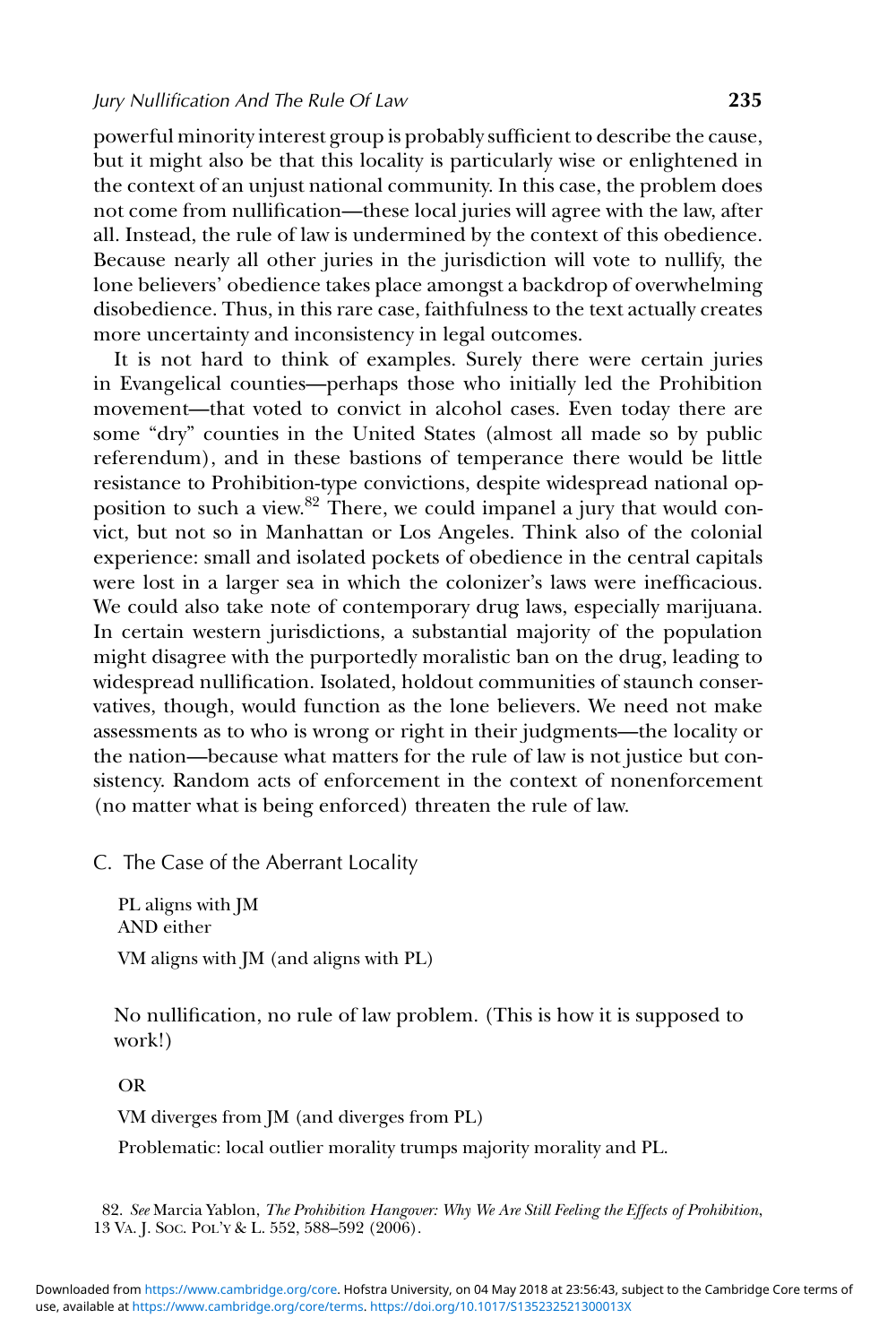powerful minority interest group is probably sufficient to describe the cause, but it might also be that this locality is particularly wise or enlightened in the context of an unjust national community. In this case, the problem does not come from nullification—these local juries will agree with the law, after all. Instead, the rule of law is undermined by the context of this obedience. Because nearly all other juries in the jurisdiction will vote to nullify, the lone believers' obedience takes place amongst a backdrop of overwhelming disobedience. Thus, in this rare case, faithfulness to the text actually creates more uncertainty and inconsistency in legal outcomes.

It is not hard to think of examples. Surely there were certain juries in Evangelical counties—perhaps those who initially led the Prohibition movement—that voted to convict in alcohol cases. Even today there are some "dry" counties in the United States (almost all made so by public referendum), and in these bastions of temperance there would be little resistance to Prohibition-type convictions, despite widespread national opposition to such a view.[82] There, we could impanel a jury that would convict, but not so in Manhattan or Los Angeles. Think also of the colonial experience: small and isolated pockets of obedience in the central capitals were lost in a larger sea in which the colonizer's laws were inefficacious. We could also take note of contemporary drug laws, especially marijuana. In certain western jurisdictions, a substantial majority of the population might disagree with the purportedly moralistic ban on the drug, leading to widespread nullification. Isolated, holdout communities of staunch conservatives, though, would function as the lone believers. We need not make assessments as to who is wrong or right in their judgments—the locality or the nation—because what matters for the rule of law is not justice but consistency. Random acts of enforcement in the context of nonenforcement (no matter what is being enforced) threaten the rule of law.

### C. The Case of the Aberrant Locality

PL aligns with JM
AND either

VM aligns with JM (and aligns with PL)

No nullification, no rule of law problem. (This is how it is supposed to work!)

OR

VM diverges from JM (and diverges from PL)

Problematic: local outlier morality trumps majority morality and PL.

82. *See* Marcia Yablon, *The Prohibition Hangover: Why We Are Still Feeling the Effects of Prohibition*, 13 Va. J. Soc. Pol'y & L. 552, 588–592 (2006).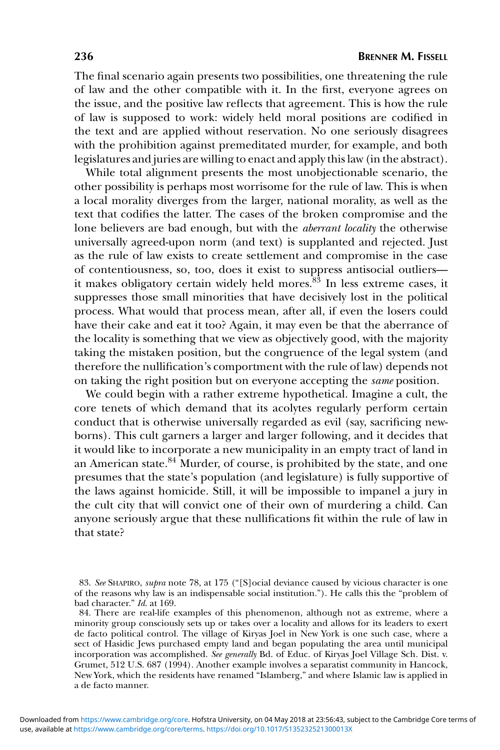The final scenario again presents two possibilities, one threatening the rule of law and the other compatible with it. In the first, everyone agrees on the issue, and the positive law reflects that agreement. This is how the rule of law is supposed to work: widely held moral positions are codified in the text and are applied without reservation. No one seriously disagrees with the prohibition against premeditated murder, for example, and both legislatures and juries are willing to enact and apply this law (in the abstract).

While total alignment presents the most unobjectionable scenario, the other possibility is perhaps most worrisome for the rule of law. This is when a local morality diverges from the larger, national morality, as well as the text that codifies the latter. The cases of the broken compromise and the lone believers are bad enough, but with the *aberrant locality* the otherwise universally agreed-upon norm (and text) is supplanted and rejected. Just as the rule of law exists to create settlement and compromise in the case of contentiousness, so, too, does it exist to suppress antisocial outliers—it makes obligatory certain widely held mores.[83] In less extreme cases, it suppresses those small minorities that have decisively lost in the political process. What would that process mean, after all, if even the losers could have their cake and eat it too? Again, it may even be that the aberrance of the locality is something that we view as objectively good, with the majority taking the mistaken position, but the congruence of the legal system (and therefore the nullification's comportment with the rule of law) depends not on taking the right position but on everyone accepting the *same* position.

We could begin with a rather extreme hypothetical. Imagine a cult, the core tenets of which demand that its acolytes regularly perform certain conduct that is otherwise universally regarded as evil (say, sacrificing newborns). This cult garners a larger and larger following, and it decides that it would like to incorporate a new municipality in an empty tract of land in an American state.[84] Murder, of course, is prohibited by the state, and one presumes that the state's population (and legislature) is fully supportive of the laws against homicide. Still, it will be impossible to impanel a jury in the cult city that will convict one of their own of murdering a child. Can anyone seriously argue that these nullifications fit within the rule of law in that state?

83. *See* SHAPIRO, *supra* note 78, at 175 ("[S]ocial deviance caused by vicious character is one of the reasons why law is an indispensable social institution."). He calls this the "problem of bad character." *Id.* at 169.

84. There are real-life examples of this phenomenon, although not as extreme, where a minority group consciously sets up or takes over a locality and allows for its leaders to exert de facto political control. The village of Kiryas Joel in New York is one such case, where a sect of Hasidic Jews purchased empty land and began populating the area until municipal incorporation was accomplished. *See generally* Bd. of Educ. of Kiryas Joel Village Sch. Dist. v. Grumet, 512 U.S. 687 (1994). Another example involves a separatist community in Hancock, New York, which the residents have renamed "Islamberg," and where Islamic law is applied in a de facto manner.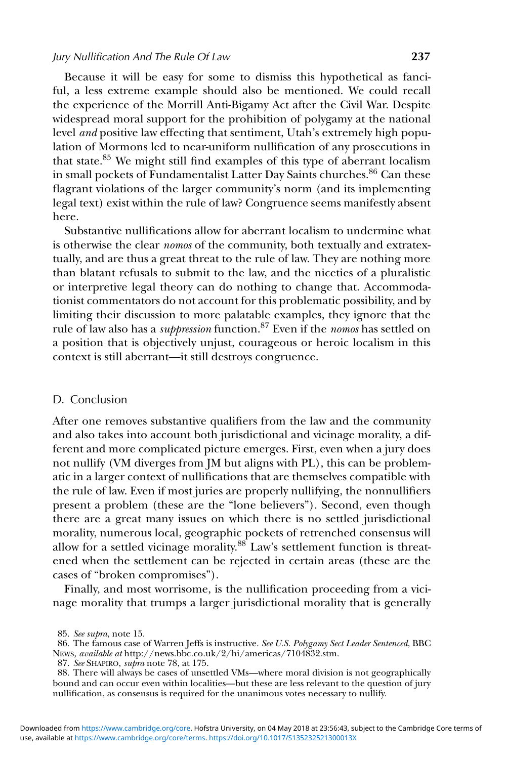Because it will be easy for some to dismiss this hypothetical as fanciful, a less extreme example should also be mentioned. We could recall the experience of the Morrill Anti-Bigamy Act after the Civil War. Despite widespread moral support for the prohibition of polygamy at the national level *and* positive law effecting that sentiment, Utah's extremely high population of Mormons led to near-uniform nullification of any prosecutions in that state.[85] We might still find examples of this type of aberrant localism in small pockets of Fundamentalist Latter Day Saints churches.[86] Can these flagrant violations of the larger community's norm (and its implementing legal text) exist within the rule of law? Congruence seems manifestly absent here.

Substantive nullifications allow for aberrant localism to undermine what is otherwise the clear *nomos* of the community, both textually and extratextually, and are thus a great threat to the rule of law. They are nothing more than blatant refusals to submit to the law, and the niceties of a pluralistic or interpretive legal theory can do nothing to change that. Accommodationist commentators do not account for this problematic possibility, and by limiting their discussion to more palatable examples, they ignore that the rule of law also has a *suppression* function.[87] Even if the *nomos* has settled on a position that is objectively unjust, courageous or heroic localism in this context is still aberrant—it still destroys congruence.

## D. Conclusion

After one removes substantive qualifiers from the law and the community and also takes into account both jurisdictional and vicinage morality, a different and more complicated picture emerges. First, even when a jury does not nullify (VM diverges from JM but aligns with PL), this can be problematic in a larger context of nullifications that are themselves compatible with the rule of law. Even if most juries are properly nullifying, the nonnullifiers present a problem (these are the "lone believers"). Second, even though there are a great many issues on which there is no settled jurisdictional morality, numerous local, geographic pockets of retrenched consensus will allow for a settled vicinage morality.[88] Law's settlement function is threatened when the settlement can be rejected in certain areas (these are the cases of "broken compromises").

Finally, and most worrisome, is the nullification proceeding from a vicinage morality that trumps a larger jurisdictional morality that is generally

85. *See supra*, note 15.

86. The famous case of Warren Jeffs is instructive. *See U.S. Polygamy Sect Leader Sentenced*, BBC NEWS, *available at* http://news.bbc.co.uk/2/hi/americas/7104832.stm.

87. *See* SHAPIRO, *supra* note 78, at 175.

88. There will always be cases of unsettled VMs—where moral division is not geographically bound and can occur even within localities—but these are less relevant to the question of jury nullification, as consensus is required for the unanimous votes necessary to nullify.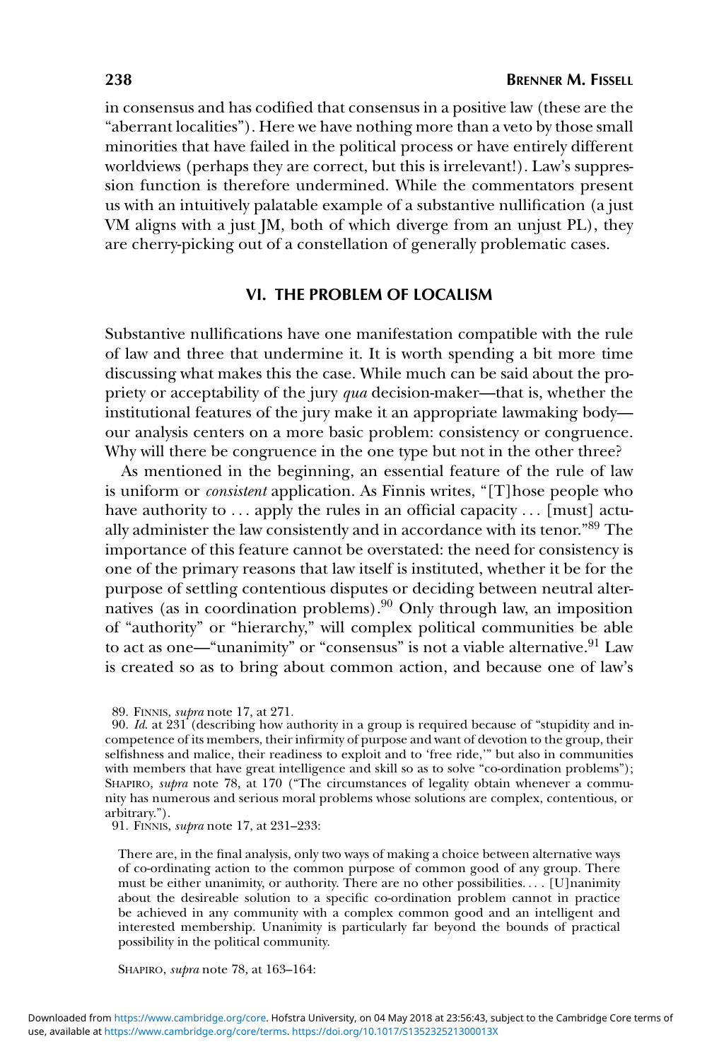in consensus and has codified that consensus in a positive law (these are the "aberrant localities"). Here we have nothing more than a veto by those small minorities that have failed in the political process or have entirely different worldviews (perhaps they are correct, but this is irrelevant!). Law's suppression function is therefore undermined. While the commentators present us with an intuitively palatable example of a substantive nullification (a just VM aligns with a just JM, both of which diverge from an unjust PL), they are cherry-picking out of a constellation of generally problematic cases.

## VI. THE PROBLEM OF LOCALISM

Substantive nullifications have one manifestation compatible with the rule of law and three that undermine it. It is worth spending a bit more time discussing what makes this the case. While much can be said about the propriety or acceptability of the jury *qua* decision-maker—that is, whether the institutional features of the jury make it an appropriate lawmaking body—our analysis centers on a more basic problem: consistency or congruence. Why will there be congruence in the one type but not in the other three?

As mentioned in the beginning, an essential feature of the rule of law is uniform or *consistent* application. As Finnis writes, "[T]hose people who have authority to . . . apply the rules in an official capacity . . . [must] actually administer the law consistently and in accordance with its tenor."[89] The importance of this feature cannot be overstated: the need for consistency is one of the primary reasons that law itself is instituted, whether it be for the purpose of settling contentious disputes or deciding between neutral alternatives (as in coordination problems).[90] Only through law, an imposition of "authority" or "hierarchy," will complex political communities be able to act as one—"unanimity" or "consensus" is not a viable alternative.[91] Law is created so as to bring about common action, and because one of law's

89. Finnis, *supra* note 17, at 271.

90. *Id.* at 231 (describing how authority in a group is required because of "stupidity and incompetence of its members, their infirmity of purpose and want of devotion to the group, their selfishness and malice, their readiness to exploit and to 'free ride,'" but also in communities with members that have great intelligence and skill so as to solve "co-ordination problems"); Shapiro, *supra* note 78, at 170 ("The circumstances of legality obtain whenever a community has numerous and serious moral problems whose solutions are complex, contentious, or arbitrary.").

91. Finnis, *supra* note 17, at 231–233:

> There are, in the final analysis, only two ways of making a choice between alternative ways of co-ordinating action to the common purpose of common good of any group. There must be either unanimity, or authority. There are no other possibilities. . . . [U]nanimity about the desireable solution to a specific co-ordination problem cannot in practice be achieved in any community with a complex common good and an intelligent and interested membership. Unanimity is particularly far beyond the bounds of practical possibility in the political community.

Shapiro, *supra* note 78, at 163–164: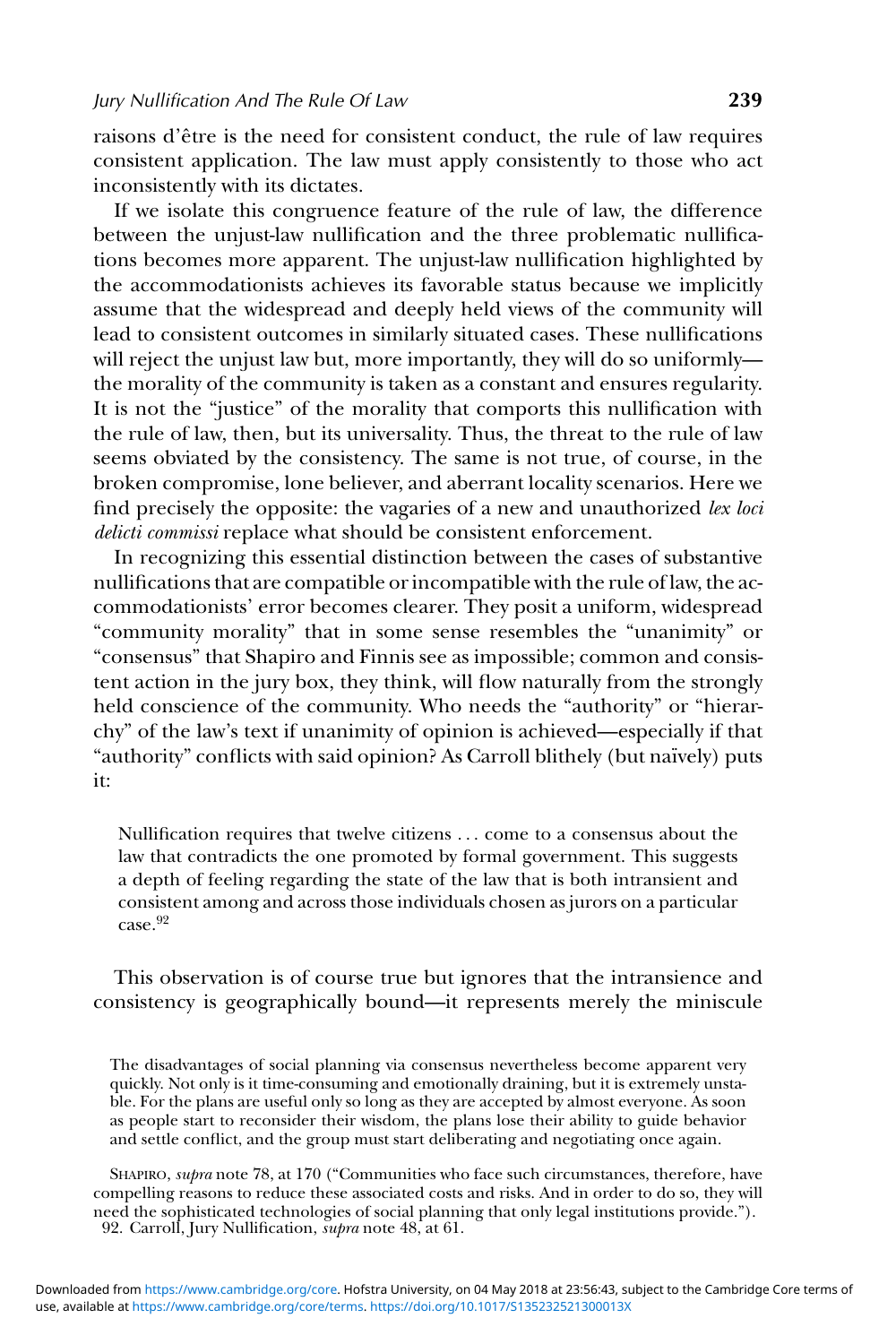raisons d'être is the need for consistent conduct, the rule of law requires consistent application. The law must apply consistently to those who act inconsistently with its dictates.

If we isolate this congruence feature of the rule of law, the difference between the unjust-law nullification and the three problematic nullifications becomes more apparent. The unjust-law nullification highlighted by the accommodationists achieves its favorable status because we implicitly assume that the widespread and deeply held views of the community will lead to consistent outcomes in similarly situated cases. These nullifications will reject the unjust law but, more importantly, they will do so uniformly—the morality of the community is taken as a constant and ensures regularity. It is not the "justice" of the morality that comports this nullification with the rule of law, then, but its universality. Thus, the threat to the rule of law seems obviated by the consistency. The same is not true, of course, in the broken compromise, lone believer, and aberrant locality scenarios. Here we find precisely the opposite: the vagaries of a new and unauthorized *lex loci delicti commissi* replace what should be consistent enforcement.

In recognizing this essential distinction between the cases of substantive nullifications that are compatible or incompatible with the rule of law, the accommodationists' error becomes clearer. They posit a uniform, widespread "community morality" that in some sense resembles the "unanimity" or "consensus" that Shapiro and Finnis see as impossible; common and consistent action in the jury box, they think, will flow naturally from the strongly held conscience of the community. Who needs the "authority" or "hierarchy" of the law's text if unanimity of opinion is achieved—especially if that "authority" conflicts with said opinion? As Carroll blithely (but naïvely) puts it:

> Nullification requires that twelve citizens ... come to a consensus about the law that contradicts the one promoted by formal government. This suggests a depth of feeling regarding the state of the law that is both intransient and consistent among and across those individuals chosen as jurors on a particular case.[92]

This observation is of course true but ignores that the intransience and consistency is geographically bound—it represents merely the miniscule

> The disadvantages of social planning via consensus nevertheless become apparent very quickly. Not only is it time-consuming and emotionally draining, but it is extremely unstable. For the plans are useful only so long as they are accepted by almost everyone. As soon as people start to reconsider their wisdom, the plans lose their ability to guide behavior and settle conflict, and the group must start deliberating and negotiating once again.

SHAPIRO, *supra* note 78, at 170 ("Communities who face such circumstances, therefore, have compelling reasons to reduce these associated costs and risks. And in order to do so, they will need the sophisticated technologies of social planning that only legal institutions provide.").

92. Carroll, Jury Nullification, *supra* note 48, at 61.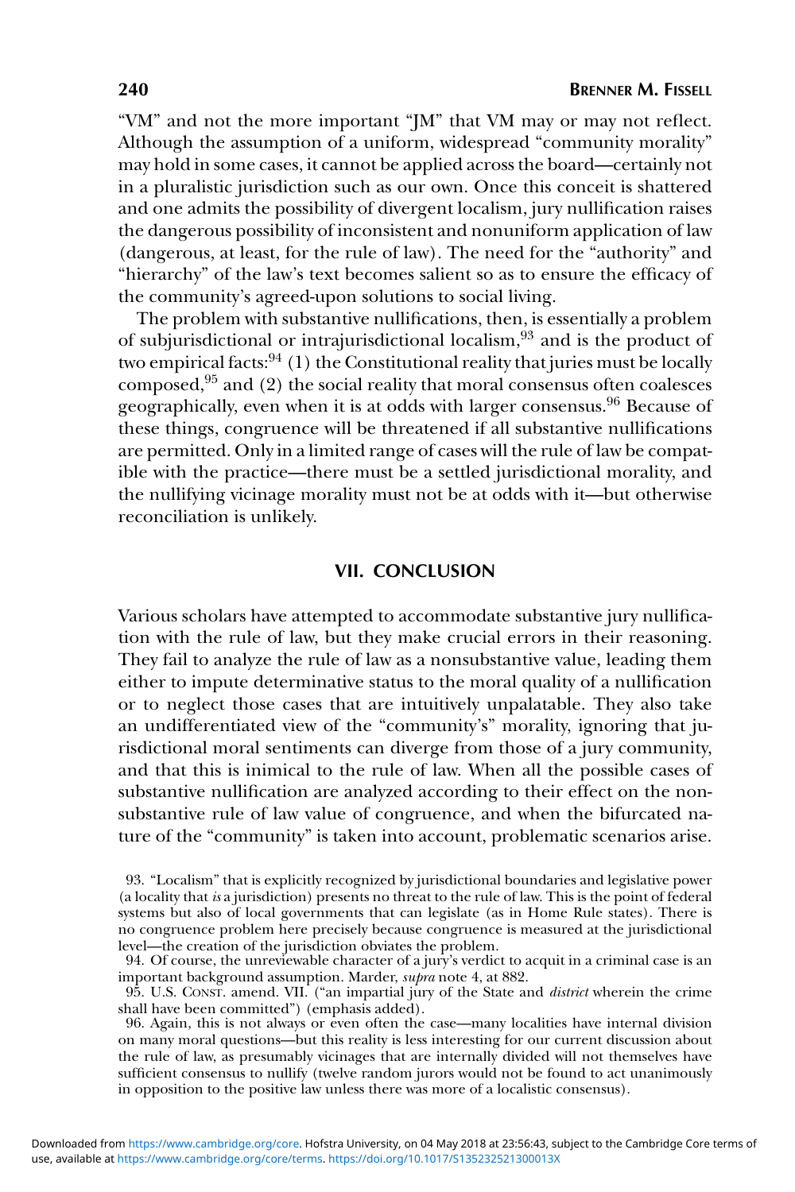"VM" and not the more important "JM" that VM may or may not reflect. Although the assumption of a uniform, widespread "community morality" may hold in some cases, it cannot be applied across the board—certainly not in a pluralistic jurisdiction such as our own. Once this conceit is shattered and one admits the possibility of divergent localism, jury nullification raises the dangerous possibility of inconsistent and nonuniform application of law (dangerous, at least, for the rule of law). The need for the "authority" and "hierarchy" of the law's text becomes salient so as to ensure the efficacy of the community's agreed-upon solutions to social living.

The problem with substantive nullifications, then, is essentially a problem of subjurisdictional or intrajurisdictional localism,[93] and is the product of two empirical facts:[94] (1) the Constitutional reality that juries must be locally composed,[95] and (2) the social reality that moral consensus often coalesces geographically, even when it is at odds with larger consensus.[96] Because of these things, congruence will be threatened if all substantive nullifications are permitted. Only in a limited range of cases will the rule of law be compatible with the practice—there must be a settled jurisdictional morality, and the nullifying vicinage morality must not be at odds with it—but otherwise reconciliation is unlikely.

## VII. CONCLUSION

Various scholars have attempted to accommodate substantive jury nullification with the rule of law, but they make crucial errors in their reasoning. They fail to analyze the rule of law as a nonsubstantive value, leading them either to impute determinative status to the moral quality of a nullification or to neglect those cases that are intuitively unpalatable. They also take an undifferentiated view of the "community's" morality, ignoring that jurisdictional moral sentiments can diverge from those of a jury community, and that this is inimical to the rule of law. When all the possible cases of substantive nullification are analyzed according to their effect on the nonsubstantive rule of law value of congruence, and when the bifurcated nature of the "community" is taken into account, problematic scenarios arise.

93. "Localism" that is explicitly recognized by jurisdictional boundaries and legislative power (a locality that *is* a jurisdiction) presents no threat to the rule of law. This is the point of federal systems but also of local governments that can legislate (as in Home Rule states). There is no congruence problem here precisely because congruence is measured at the jurisdictional level—the creation of the jurisdiction obviates the problem.

94. Of course, the unreviewable character of a jury's verdict to acquit in a criminal case is an important background assumption. Marder, *supra* note 4, at 882.

95. U.S. CONST. amend. VII. ("an impartial jury of the State and *district* wherein the crime shall have been committed") (emphasis added).

96. Again, this is not always or even often the case—many localities have internal division on many moral questions—but this reality is less interesting for our current discussion about the rule of law, as presumably vicinages that are internally divided will not themselves have sufficient consensus to nullify (twelve random jurors would not be found to act unanimously in opposition to the positive law unless there was more of a localistic consensus).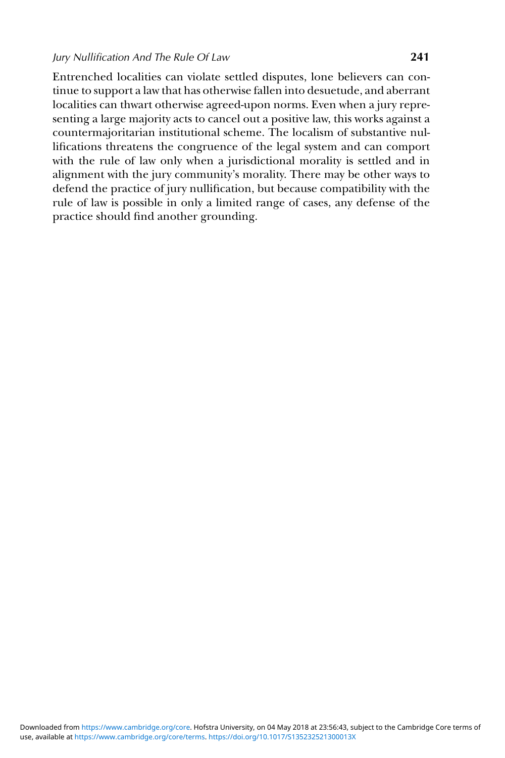Entrenched localities can violate settled disputes, lone believers can continue to support a law that has otherwise fallen into desuetude, and aberrant localities can thwart otherwise agreed-upon norms. Even when a jury representing a large majority acts to cancel out a positive law, this works against a countermajoritarian institutional scheme. The localism of substantive nullifications threatens the congruence of the legal system and can comport with the rule of law only when a jurisdictional morality is settled and in alignment with the jury community's morality. There may be other ways to defend the practice of jury nullification, but because compatibility with the rule of law is possible in only a limited range of cases, any defense of the practice should find another grounding.